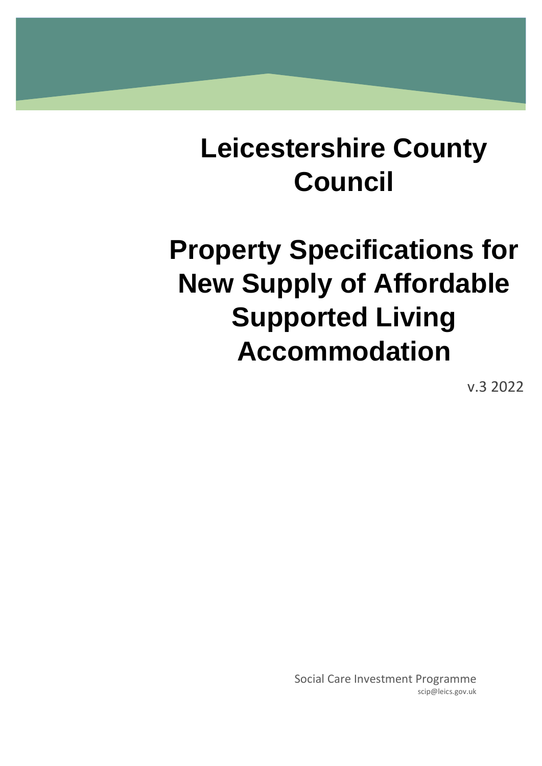# Leicestershire County Council

# Property Specifications for New Supply of Affordable Supported Living Accommodation

v.3 2022

Social Care Investment Programme
scip@leics.gov.uk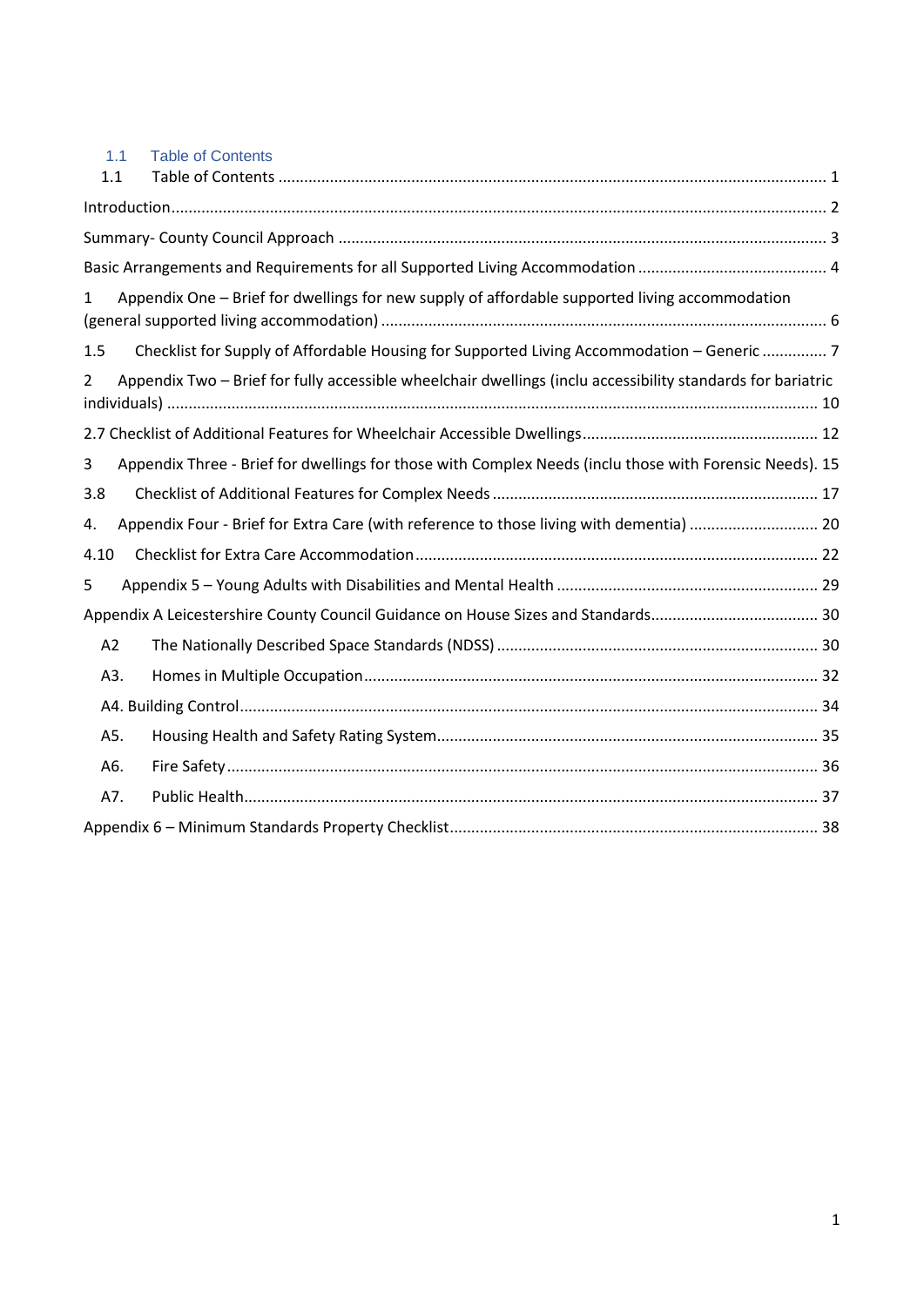## 1.1 Table of Contents

1.1 Table of Contents ..... 1

Introduction ..... 2

Summary- County Council Approach ..... 3

Basic Arrangements and Requirements for all Supported Living Accommodation ..... 4

1 Appendix One – Brief for dwellings for new supply of affordable supported living accommodation (general supported living accommodation) ..... 6

1.5 Checklist for Supply of Affordable Housing for Supported Living Accommodation – Generic ..... 7

2 Appendix Two – Brief for fully accessible wheelchair dwellings (inclu accessibility standards for bariatric individuals) ..... 10

2.7 Checklist of Additional Features for Wheelchair Accessible Dwellings ..... 12

3 Appendix Three - Brief for dwellings for those with Complex Needs (inclu those with Forensic Needs). 15

3.8 Checklist of Additional Features for Complex Needs ..... 17

4. Appendix Four - Brief for Extra Care (with reference to those living with dementia) ..... 20

4.10 Checklist for Extra Care Accommodation ..... 22

5 Appendix 5 – Young Adults with Disabilities and Mental Health ..... 29

Appendix A Leicestershire County Council Guidance on House Sizes and Standards ..... 30

A2 The Nationally Described Space Standards (NDSS) ..... 30

A3. Homes in Multiple Occupation ..... 32

A4. Building Control ..... 34

A5. Housing Health and Safety Rating System ..... 35

A6. Fire Safety ..... 36

A7. Public Health ..... 37

Appendix 6 – Minimum Standards Property Checklist ..... 38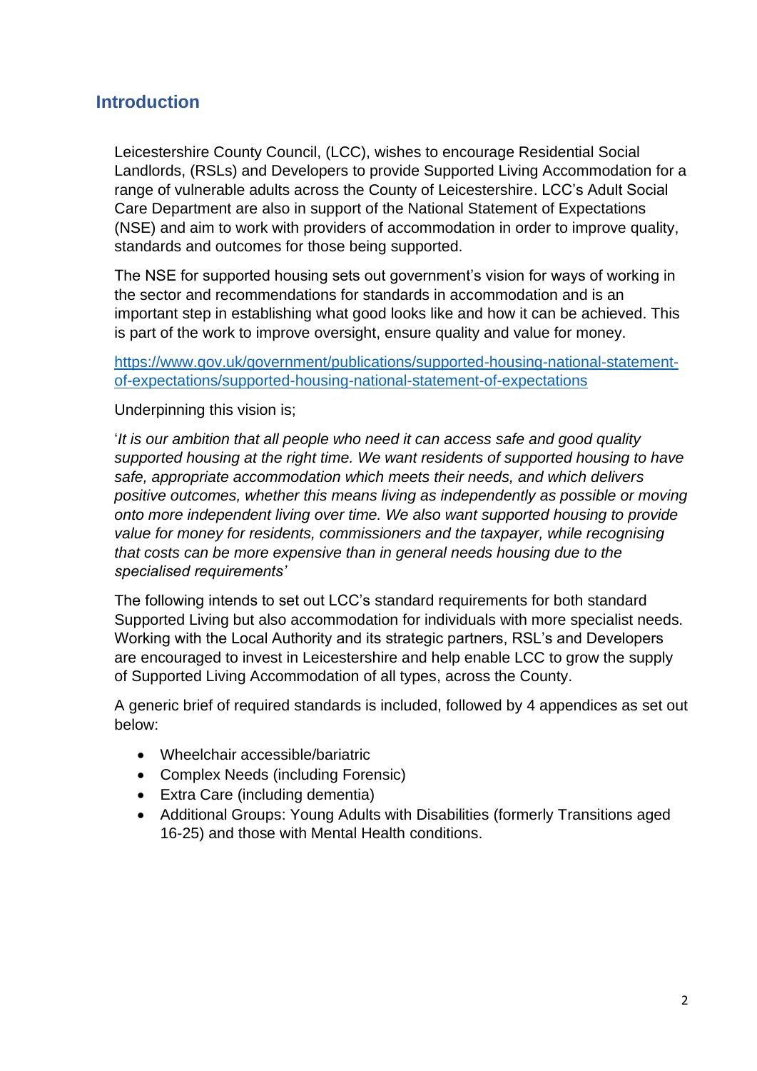## Introduction

Leicestershire County Council, (LCC), wishes to encourage Residential Social Landlords, (RSLs) and Developers to provide Supported Living Accommodation for a range of vulnerable adults across the County of Leicestershire. LCC's Adult Social Care Department are also in support of the National Statement of Expectations (NSE) and aim to work with providers of accommodation in order to improve quality, standards and outcomes for those being supported.

The NSE for supported housing sets out government's vision for ways of working in the sector and recommendations for standards in accommodation and is an important step in establishing what good looks like and how it can be achieved. This is part of the work to improve oversight, ensure quality and value for money.

[https://www.gov.uk/government/publications/supported-housing-national-statement-of-expectations/supported-housing-national-statement-of-expectations](https://www.gov.uk/government/publications/supported-housing-national-statement-of-expectations/supported-housing-national-statement-of-expectations)

Underpinning this vision is;

'*It is our ambition that all people who need it can access safe and good quality supported housing at the right time. We want residents of supported housing to have safe, appropriate accommodation which meets their needs, and which delivers positive outcomes, whether this means living as independently as possible or moving onto more independent living over time. We also want supported housing to provide value for money for residents, commissioners and the taxpayer, while recognising that costs can be more expensive than in general needs housing due to the specialised requirements'*

The following intends to set out LCC's standard requirements for both standard Supported Living but also accommodation for individuals with more specialist needs. Working with the Local Authority and its strategic partners, RSL's and Developers are encouraged to invest in Leicestershire and help enable LCC to grow the supply of Supported Living Accommodation of all types, across the County.

A generic brief of required standards is included, followed by 4 appendices as set out below:

- Wheelchair accessible/bariatric
- Complex Needs (including Forensic)
- Extra Care (including dementia)
- Additional Groups: Young Adults with Disabilities (formerly Transitions aged 16-25) and those with Mental Health conditions.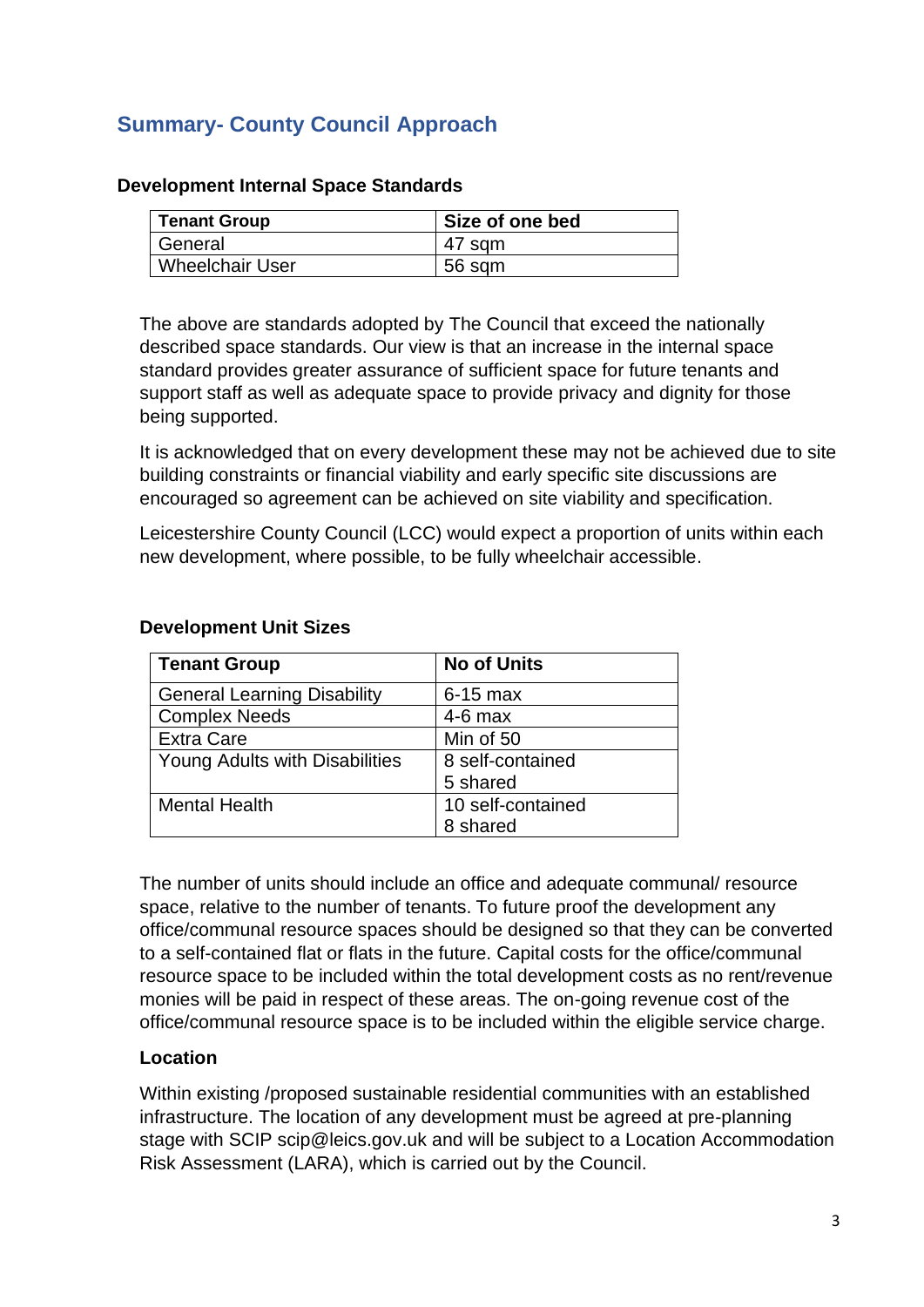## Summary- County Council Approach

### Development Internal Space Standards

| Tenant Group | Size of one bed |
|---|---|
| General | 47 sqm |
| Wheelchair User | 56 sqm |

The above are standards adopted by The Council that exceed the nationally described space standards. Our view is that an increase in the internal space standard provides greater assurance of sufficient space for future tenants and support staff as well as adequate space to provide privacy and dignity for those being supported.

It is acknowledged that on every development these may not be achieved due to site building constraints or financial viability and early specific site discussions are encouraged so agreement can be achieved on site viability and specification.

Leicestershire County Council (LCC) would expect a proportion of units within each new development, where possible, to be fully wheelchair accessible.

### Development Unit Sizes

| Tenant Group | No of Units |
|---|---|
| General Learning Disability | 6-15 max |
| Complex Needs | 4-6 max |
| Extra Care | Min of 50 |
| Young Adults with Disabilities | 8 self-contained<br>5 shared |
| Mental Health | 10 self-contained<br>8 shared |

The number of units should include an office and adequate communal/ resource space, relative to the number of tenants. To future proof the development any office/communal resource spaces should be designed so that they can be converted to a self-contained flat or flats in the future. Capital costs for the office/communal resource space to be included within the total development costs as no rent/revenue monies will be paid in respect of these areas. The on-going revenue cost of the office/communal resource space is to be included within the eligible service charge.

### Location

Within existing /proposed sustainable residential communities with an established infrastructure. The location of any development must be agreed at pre-planning stage with SCIP scip@leics.gov.uk and will be subject to a Location Accommodation Risk Assessment (LARA), which is carried out by the Council.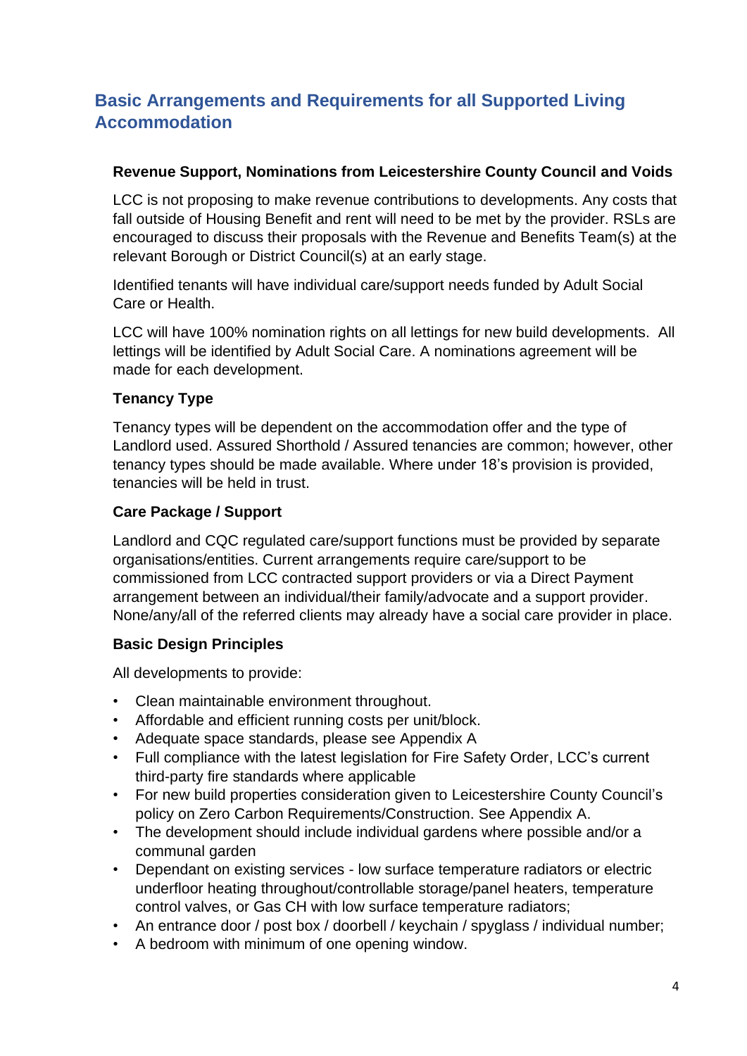## Basic Arrangements and Requirements for all Supported Living Accommodation

### Revenue Support, Nominations from Leicestershire County Council and Voids

LCC is not proposing to make revenue contributions to developments. Any costs that fall outside of Housing Benefit and rent will need to be met by the provider. RSLs are encouraged to discuss their proposals with the Revenue and Benefits Team(s) at the relevant Borough or District Council(s) at an early stage.

Identified tenants will have individual care/support needs funded by Adult Social Care or Health.

LCC will have 100% nomination rights on all lettings for new build developments. All lettings will be identified by Adult Social Care. A nominations agreement will be made for each development.

### Tenancy Type

Tenancy types will be dependent on the accommodation offer and the type of Landlord used. Assured Shorthold / Assured tenancies are common; however, other tenancy types should be made available. Where under 18's provision is provided, tenancies will be held in trust.

### Care Package / Support

Landlord and CQC regulated care/support functions must be provided by separate organisations/entities. Current arrangements require care/support to be commissioned from LCC contracted support providers or via a Direct Payment arrangement between an individual/their family/advocate and a support provider. None/any/all of the referred clients may already have a social care provider in place.

### Basic Design Principles

All developments to provide:

- Clean maintainable environment throughout.
- Affordable and efficient running costs per unit/block.
- Adequate space standards, please see Appendix A
- Full compliance with the latest legislation for Fire Safety Order, LCC's current third-party fire standards where applicable
- For new build properties consideration given to Leicestershire County Council's policy on Zero Carbon Requirements/Construction. See Appendix A.
- The development should include individual gardens where possible and/or a communal garden
- Dependant on existing services - low surface temperature radiators or electric underfloor heating throughout/controllable storage/panel heaters, temperature control valves, or Gas CH with low surface temperature radiators;
- An entrance door / post box / doorbell / keychain / spyglass / individual number;
- A bedroom with minimum of one opening window.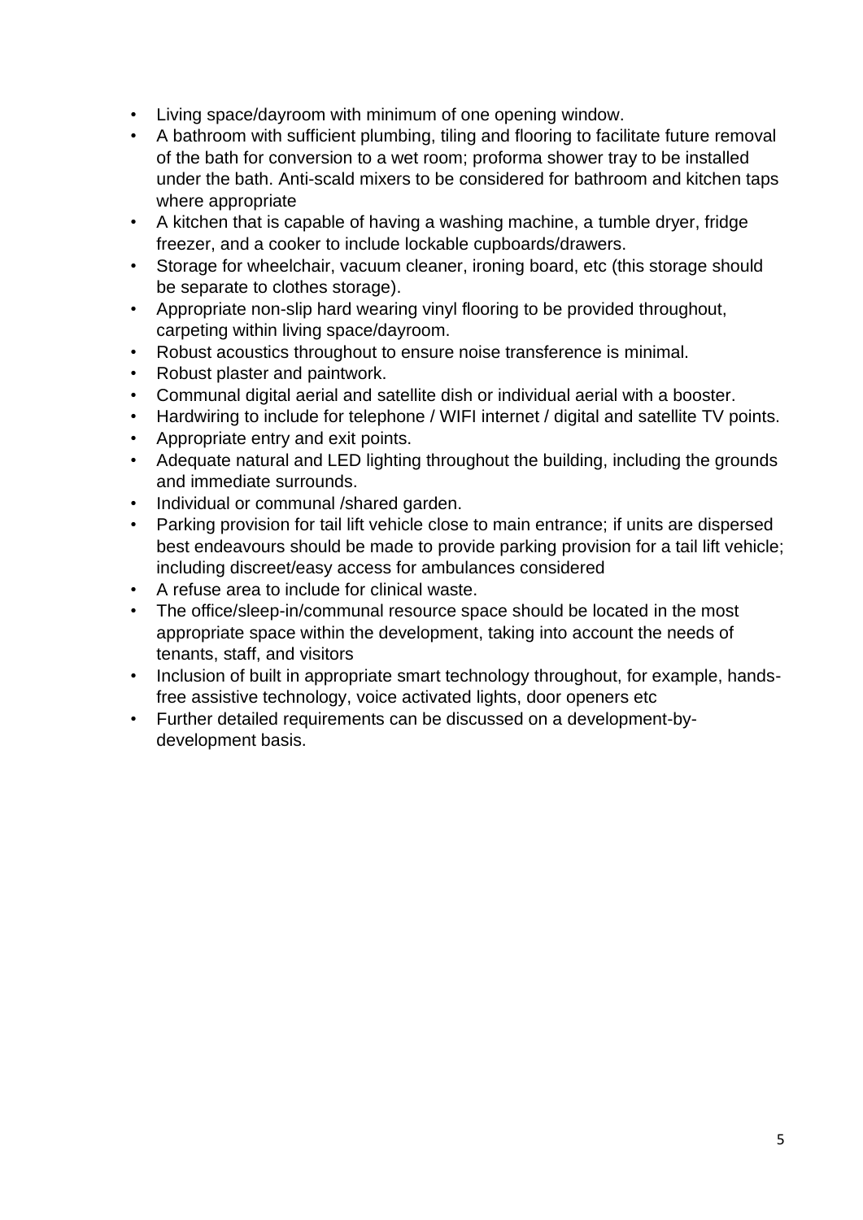- Living space/dayroom with minimum of one opening window.
- A bathroom with sufficient plumbing, tiling and flooring to facilitate future removal of the bath for conversion to a wet room; proforma shower tray to be installed under the bath. Anti-scald mixers to be considered for bathroom and kitchen taps where appropriate
- A kitchen that is capable of having a washing machine, a tumble dryer, fridge freezer, and a cooker to include lockable cupboards/drawers.
- Storage for wheelchair, vacuum cleaner, ironing board, etc (this storage should be separate to clothes storage).
- Appropriate non-slip hard wearing vinyl flooring to be provided throughout, carpeting within living space/dayroom.
- Robust acoustics throughout to ensure noise transference is minimal.
- Robust plaster and paintwork.
- Communal digital aerial and satellite dish or individual aerial with a booster.
- Hardwiring to include for telephone / WIFI internet / digital and satellite TV points.
- Appropriate entry and exit points.
- Adequate natural and LED lighting throughout the building, including the grounds and immediate surrounds.
- Individual or communal /shared garden.
- Parking provision for tail lift vehicle close to main entrance; if units are dispersed best endeavours should be made to provide parking provision for a tail lift vehicle; including discreet/easy access for ambulances considered
- A refuse area to include for clinical waste.
- The office/sleep-in/communal resource space should be located in the most appropriate space within the development, taking into account the needs of tenants, staff, and visitors
- Inclusion of built in appropriate smart technology throughout, for example, hands-free assistive technology, voice activated lights, door openers etc
- Further detailed requirements can be discussed on a development-by-development basis.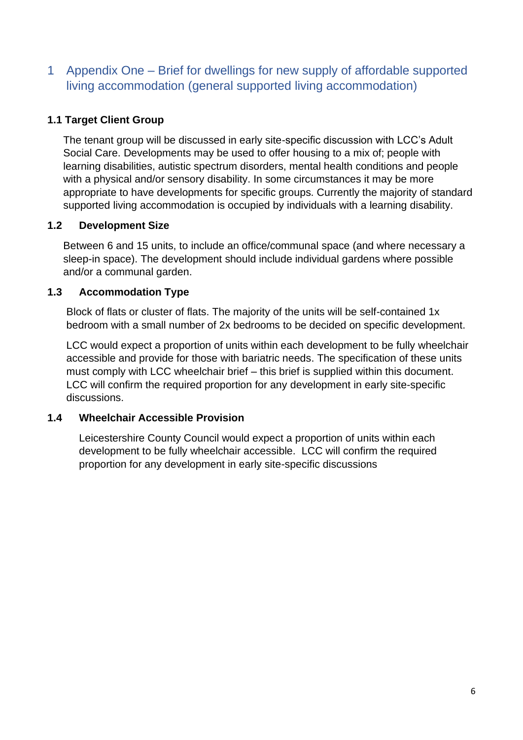# 1 Appendix One – Brief for dwellings for new supply of affordable supported living accommodation (general supported living accommodation)

### 1.1 Target Client Group

The tenant group will be discussed in early site-specific discussion with LCC's Adult Social Care. Developments may be used to offer housing to a mix of; people with learning disabilities, autistic spectrum disorders, mental health conditions and people with a physical and/or sensory disability. In some circumstances it may be more appropriate to have developments for specific groups. Currently the majority of standard supported living accommodation is occupied by individuals with a learning disability.

### 1.2 Development Size

Between 6 and 15 units, to include an office/communal space (and where necessary a sleep-in space). The development should include individual gardens where possible and/or a communal garden.

### 1.3 Accommodation Type

Block of flats or cluster of flats. The majority of the units will be self-contained 1x bedroom with a small number of 2x bedrooms to be decided on specific development.

LCC would expect a proportion of units within each development to be fully wheelchair accessible and provide for those with bariatric needs. The specification of these units must comply with LCC wheelchair brief – this brief is supplied within this document. LCC will confirm the required proportion for any development in early site-specific discussions.

### 1.4 Wheelchair Accessible Provision

Leicestershire County Council would expect a proportion of units within each development to be fully wheelchair accessible. LCC will confirm the required proportion for any development in early site-specific discussions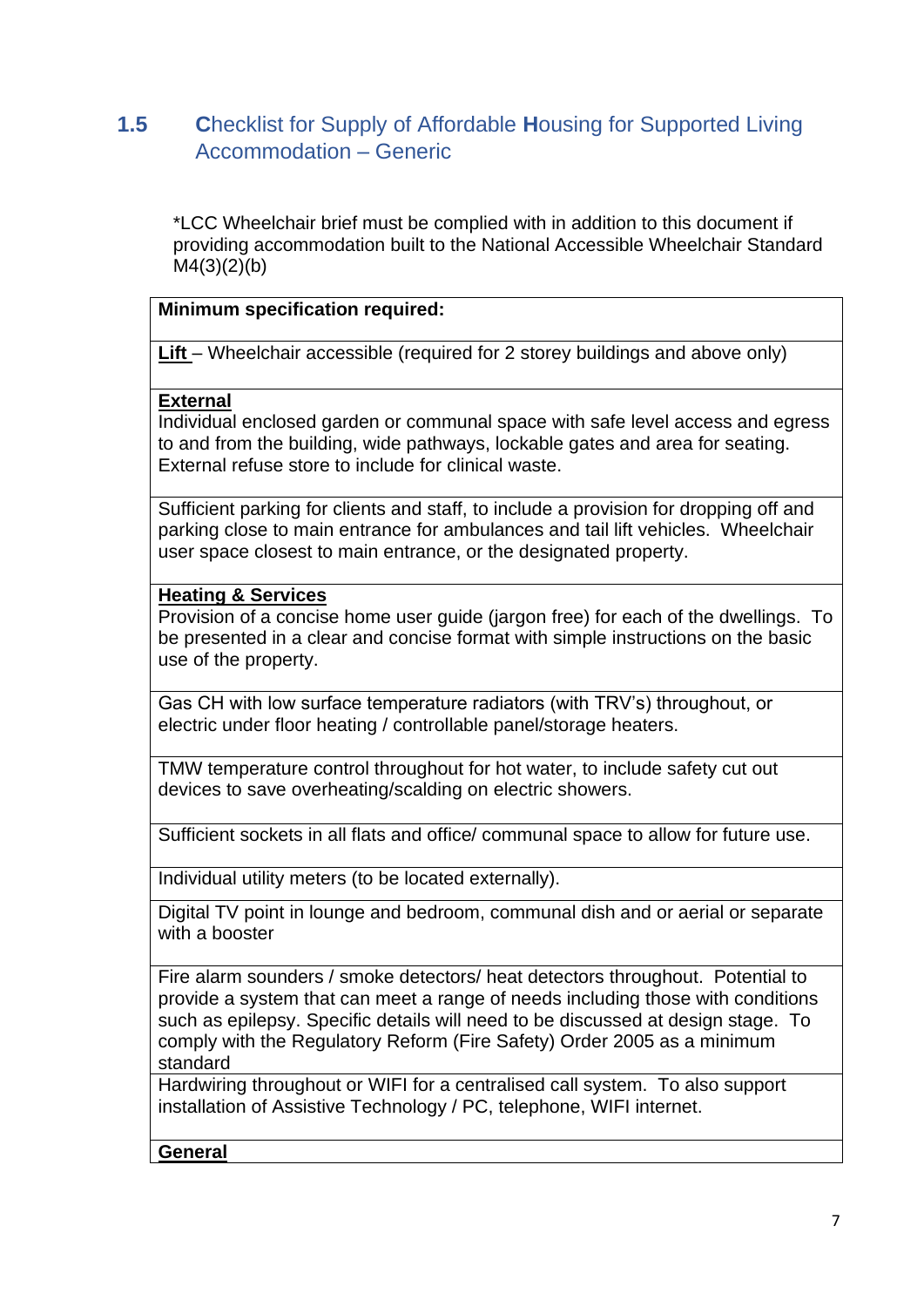## 1.5 Checklist for Supply of Affordable Housing for Supported Living Accommodation – Generic

*LCC Wheelchair brief must be complied with in addition to this document if providing accommodation built to the National Accessible Wheelchair Standard M4(3)(2)(b)

| **Minimum specification required:** |
|---|
| **Lift** – Wheelchair accessible (required for 2 storey buildings and above only) |
| **External**<br>Individual enclosed garden or communal space with safe level access and egress to and from the building, wide pathways, lockable gates and area for seating. External refuse store to include for clinical waste. |
| Sufficient parking for clients and staff, to include a provision for dropping off and parking close to main entrance for ambulances and tail lift vehicles. Wheelchair user space closest to main entrance, or the designated property. |
| **Heating & Services**<br>Provision of a concise home user guide (jargon free) for each of the dwellings. To be presented in a clear and concise format with simple instructions on the basic use of the property. |
| Gas CH with low surface temperature radiators (with TRV's) throughout, or electric under floor heating / controllable panel/storage heaters. |
| TMW temperature control throughout for hot water, to include safety cut out devices to save overheating/scalding on electric showers. |
| Sufficient sockets in all flats and office/ communal space to allow for future use. |
| Individual utility meters (to be located externally). |
| Digital TV point in lounge and bedroom, communal dish and or aerial or separate with a booster |
| Fire alarm sounders / smoke detectors/ heat detectors throughout. Potential to provide a system that can meet a range of needs including those with conditions such as epilepsy. Specific details will need to be discussed at design stage. To comply with the Regulatory Reform (Fire Safety) Order 2005 as a minimum standard |
| Hardwiring throughout or WIFI for a centralised call system. To also support installation of Assistive Technology / PC, telephone, WIFI internet. |
| **General** |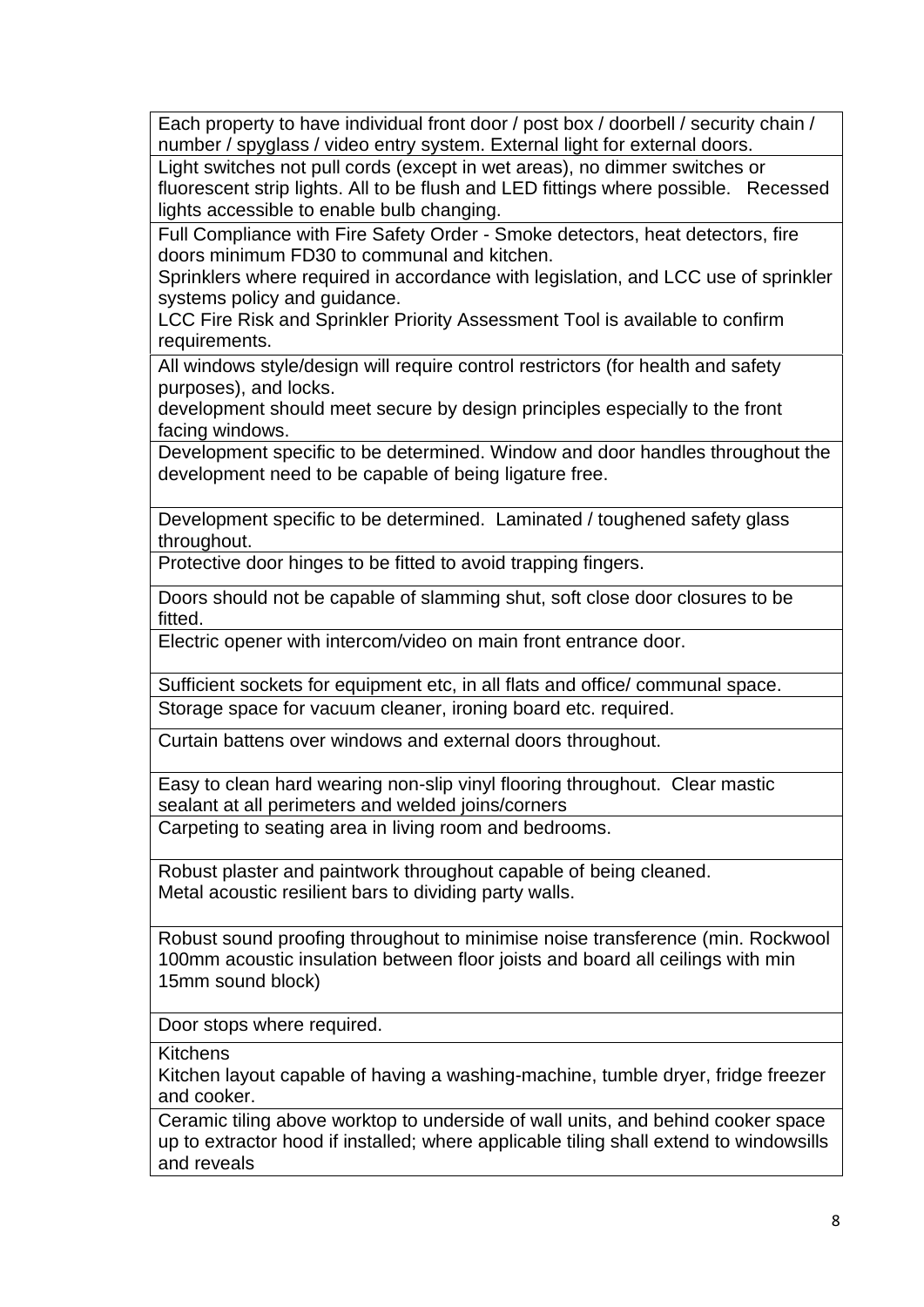| Each property to have individual front door / post box / doorbell / security chain / number / spyglass / video entry system. External light for external doors. |
|---|
| Light switches not pull cords (except in wet areas), no dimmer switches or fluorescent strip lights. All to be flush and LED fittings where possible. Recessed lights accessible to enable bulb changing. |
| Full Compliance with Fire Safety Order - Smoke detectors, heat detectors, fire doors minimum FD30 to communal and kitchen.<br>Sprinklers where required in accordance with legislation, and LCC use of sprinkler systems policy and guidance.<br>LCC Fire Risk and Sprinkler Priority Assessment Tool is available to confirm requirements. |
| All windows style/design will require control restrictors (for health and safety purposes), and locks.<br>development should meet secure by design principles especially to the front facing windows. |
| Development specific to be determined. Window and door handles throughout the development need to be capable of being ligature free. |
| Development specific to be determined. Laminated / toughened safety glass throughout. |
| Protective door hinges to be fitted to avoid trapping fingers. |
| Doors should not be capable of slamming shut, soft close door closures to be fitted. |
| Electric opener with intercom/video on main front entrance door. |
| Sufficient sockets for equipment etc, in all flats and office/ communal space. |
| Storage space for vacuum cleaner, ironing board etc. required. |
| Curtain battens over windows and external doors throughout. |
| Easy to clean hard wearing non-slip vinyl flooring throughout. Clear mastic sealant at all perimeters and welded joins/corners |
| Carpeting to seating area in living room and bedrooms. |
| Robust plaster and paintwork throughout capable of being cleaned.<br>Metal acoustic resilient bars to dividing party walls. |
| Robust sound proofing throughout to minimise noise transference (min. Rockwool 100mm acoustic insulation between floor joists and board all ceilings with min 15mm sound block) |
| Door stops where required. |
| Kitchens<br>Kitchen layout capable of having a washing-machine, tumble dryer, fridge freezer and cooker. |
| Ceramic tiling above worktop to underside of wall units, and behind cooker space up to extractor hood if installed; where applicable tiling shall extend to windowsills and reveals |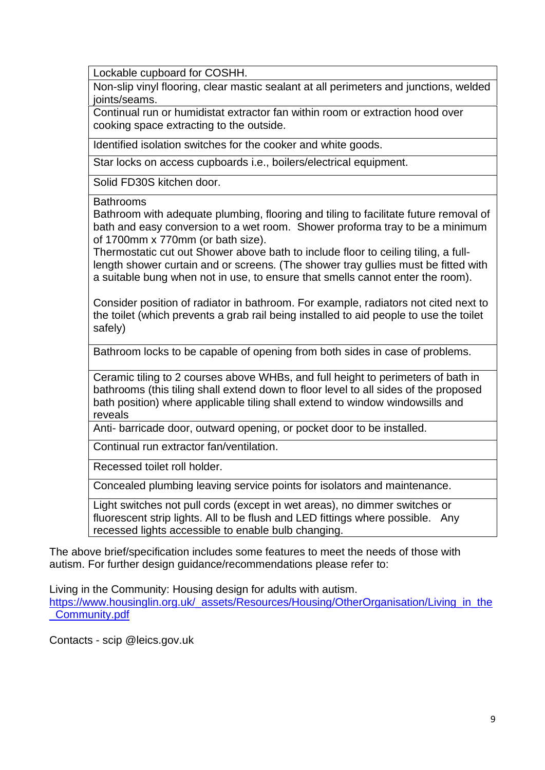| Lockable cupboard for COSHH. |
|---|
| Non-slip vinyl flooring, clear mastic sealant at all perimeters and junctions, welded joints/seams. |
| Continual run or humidistat extractor fan within room or extraction hood over cooking space extracting to the outside. |
| Identified isolation switches for the cooker and white goods. |
| Star locks on access cupboards i.e., boilers/electrical equipment. |
| Solid FD30S kitchen door. |
| Bathrooms<br>Bathroom with adequate plumbing, flooring and tiling to facilitate future removal of bath and easy conversion to a wet room. Shower proforma tray to be a minimum of 1700mm x 770mm (or bath size).<br>Thermostatic cut out Shower above bath to include floor to ceiling tiling, a full-length shower curtain and or screens. (The shower tray gullies must be fitted with a suitable bung when not in use, to ensure that smells cannot enter the room).<br><br>Consider position of radiator in bathroom. For example, radiators not cited next to the toilet (which prevents a grab rail being installed to aid people to use the toilet safely) |
| Bathroom locks to be capable of opening from both sides in case of problems. |
| Ceramic tiling to 2 courses above WHBs, and full height to perimeters of bath in bathrooms (this tiling shall extend down to floor level to all sides of the proposed bath position) where applicable tiling shall extend to window windowsills and reveals |
| Anti- barricade door, outward opening, or pocket door to be installed. |
| Continual run extractor fan/ventilation. |
| Recessed toilet roll holder. |
| Concealed plumbing leaving service points for isolators and maintenance. |
| Light switches not pull cords (except in wet areas), no dimmer switches or fluorescent strip lights. All to be flush and LED fittings where possible. Any recessed lights accessible to enable bulb changing. |

The above brief/specification includes some features to meet the needs of those with autism. For further design guidance/recommendations please refer to:

Living in the Community: Housing design for adults with autism.
https://www.housinglin.org.uk/_assets/Resources/Housing/OtherOrganisation/Living_in_the_Community.pdf

Contacts - scip @leics.gov.uk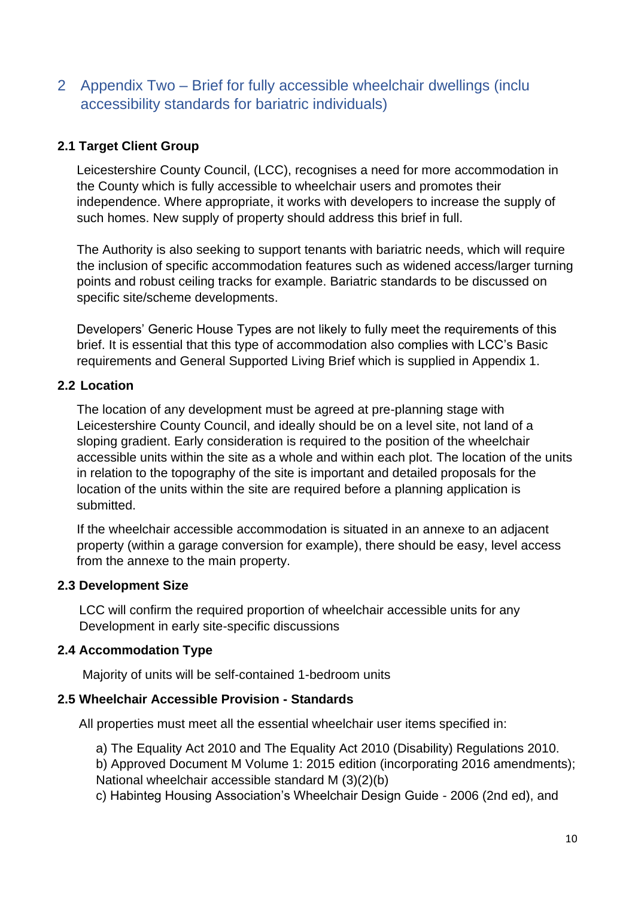## 2 Appendix Two – Brief for fully accessible wheelchair dwellings (inclu accessibility standards for bariatric individuals)

### 2.1 Target Client Group

Leicestershire County Council, (LCC), recognises a need for more accommodation in the County which is fully accessible to wheelchair users and promotes their independence. Where appropriate, it works with developers to increase the supply of such homes. New supply of property should address this brief in full.

The Authority is also seeking to support tenants with bariatric needs, which will require the inclusion of specific accommodation features such as widened access/larger turning points and robust ceiling tracks for example. Bariatric standards to be discussed on specific site/scheme developments.

Developers' Generic House Types are not likely to fully meet the requirements of this brief. It is essential that this type of accommodation also complies with LCC's Basic requirements and General Supported Living Brief which is supplied in Appendix 1.

### 2.2 Location

The location of any development must be agreed at pre-planning stage with Leicestershire County Council, and ideally should be on a level site, not land of a sloping gradient. Early consideration is required to the position of the wheelchair accessible units within the site as a whole and within each plot. The location of the units in relation to the topography of the site is important and detailed proposals for the location of the units within the site are required before a planning application is submitted.

If the wheelchair accessible accommodation is situated in an annexe to an adjacent property (within a garage conversion for example), there should be easy, level access from the annexe to the main property.

### 2.3 Development Size

LCC will confirm the required proportion of wheelchair accessible units for any Development in early site-specific discussions

### 2.4 Accommodation Type

Majority of units will be self-contained 1-bedroom units

### 2.5 Wheelchair Accessible Provision - Standards

All properties must meet all the essential wheelchair user items specified in:

a) The Equality Act 2010 and The Equality Act 2010 (Disability) Regulations 2010.
b) Approved Document M Volume 1: 2015 edition (incorporating 2016 amendments); National wheelchair accessible standard M (3)(2)(b)
c) Habinteg Housing Association's Wheelchair Design Guide - 2006 (2nd ed), and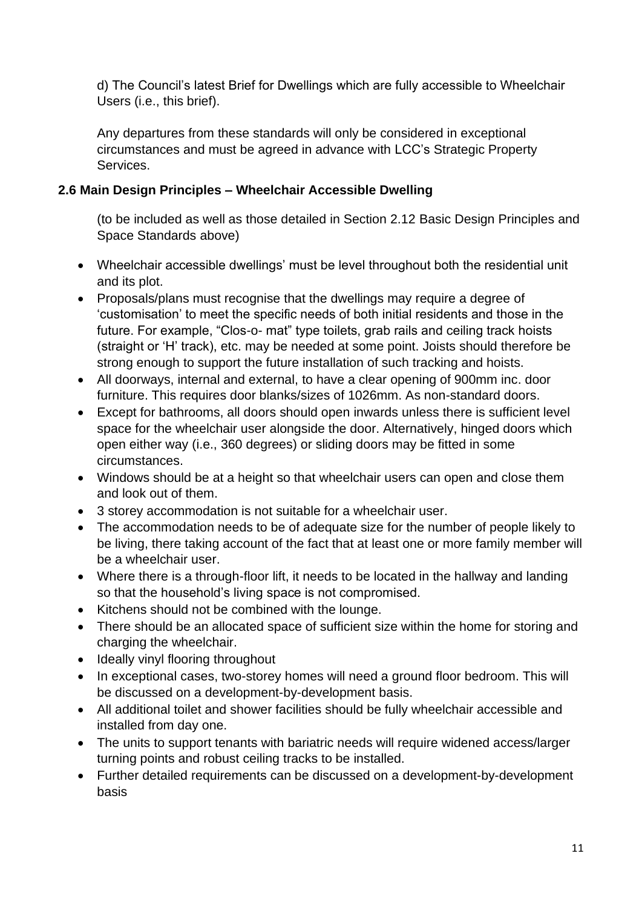d) The Council's latest Brief for Dwellings which are fully accessible to Wheelchair Users (i.e., this brief).

Any departures from these standards will only be considered in exceptional circumstances and must be agreed in advance with LCC's Strategic Property Services.

### 2.6 Main Design Principles – Wheelchair Accessible Dwelling

(to be included as well as those detailed in Section 2.12 Basic Design Principles and Space Standards above)

- Wheelchair accessible dwellings' must be level throughout both the residential unit and its plot.
- Proposals/plans must recognise that the dwellings may require a degree of 'customisation' to meet the specific needs of both initial residents and those in the future. For example, "Clos-o- mat" type toilets, grab rails and ceiling track hoists (straight or 'H' track), etc. may be needed at some point. Joists should therefore be strong enough to support the future installation of such tracking and hoists.
- All doorways, internal and external, to have a clear opening of 900mm inc. door furniture. This requires door blanks/sizes of 1026mm. As non-standard doors.
- Except for bathrooms, all doors should open inwards unless there is sufficient level space for the wheelchair user alongside the door. Alternatively, hinged doors which open either way (i.e., 360 degrees) or sliding doors may be fitted in some circumstances.
- Windows should be at a height so that wheelchair users can open and close them and look out of them.
- 3 storey accommodation is not suitable for a wheelchair user.
- The accommodation needs to be of adequate size for the number of people likely to be living, there taking account of the fact that at least one or more family member will be a wheelchair user.
- Where there is a through-floor lift, it needs to be located in the hallway and landing so that the household's living space is not compromised.
- Kitchens should not be combined with the lounge.
- There should be an allocated space of sufficient size within the home for storing and charging the wheelchair.
- Ideally vinyl flooring throughout
- In exceptional cases, two-storey homes will need a ground floor bedroom. This will be discussed on a development-by-development basis.
- All additional toilet and shower facilities should be fully wheelchair accessible and installed from day one.
- The units to support tenants with bariatric needs will require widened access/larger turning points and robust ceiling tracks to be installed.
- Further detailed requirements can be discussed on a development-by-development basis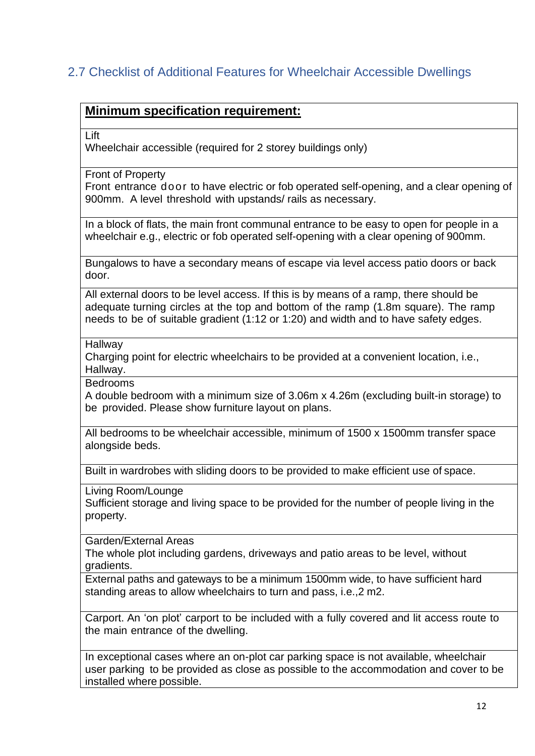## 2.7 Checklist of Additional Features for Wheelchair Accessible Dwellings

| **Minimum specification requirement:** |
|---|
| Lift<br>Wheelchair accessible (required for 2 storey buildings only) |
| Front of Property<br>Front entrance door to have electric or fob operated self-opening, and a clear opening of 900mm. A level threshold with upstands/ rails as necessary. |
| In a block of flats, the main front communal entrance to be easy to open for people in a wheelchair e.g., electric or fob operated self-opening with a clear opening of 900mm. |
| Bungalows to have a secondary means of escape via level access patio doors or back door. |
| All external doors to be level access. If this is by means of a ramp, there should be adequate turning circles at the top and bottom of the ramp (1.8m square). The ramp needs to be of suitable gradient (1:12 or 1:20) and width and to have safety edges. |
| Hallway<br>Charging point for electric wheelchairs to be provided at a convenient location, i.e., Hallway. |
| Bedrooms<br>A double bedroom with a minimum size of 3.06m x 4.26m (excluding built-in storage) to be provided. Please show furniture layout on plans. |
| All bedrooms to be wheelchair accessible, minimum of 1500 x 1500mm transfer space alongside beds. |
| Built in wardrobes with sliding doors to be provided to make efficient use of space. |
| Living Room/Lounge<br>Sufficient storage and living space to be provided for the number of people living in the property. |
| Garden/External Areas<br>The whole plot including gardens, driveways and patio areas to be level, without gradients. |
| External paths and gateways to be a minimum 1500mm wide, to have sufficient hard standing areas to allow wheelchairs to turn and pass, i.e.,2 m2. |
| Carport. An 'on plot' carport to be included with a fully covered and lit access route to the main entrance of the dwelling. |
| In exceptional cases where an on-plot car parking space is not available, wheelchair user parking to be provided as close as possible to the accommodation and cover to be installed where possible. |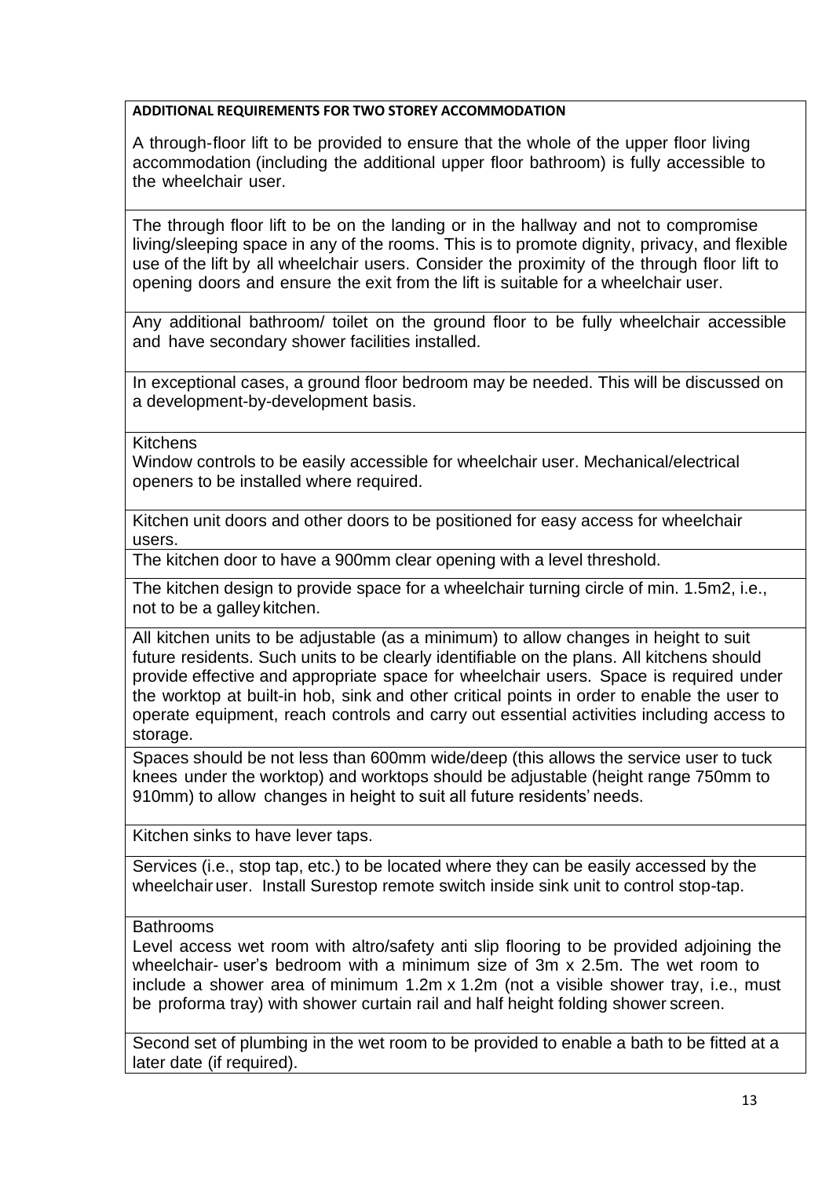| ADDITIONAL REQUIREMENTS FOR TWO STOREY ACCOMMODATION |
| --- |
| A through-floor lift to be provided to ensure that the whole of the upper floor living accommodation (including the additional upper floor bathroom) is fully accessible to the wheelchair user. |
| The through floor lift to be on the landing or in the hallway and not to compromise living/sleeping space in any of the rooms. This is to promote dignity, privacy, and flexible use of the lift by all wheelchair users. Consider the proximity of the through floor lift to opening doors and ensure the exit from the lift is suitable for a wheelchair user. |
| Any additional bathroom/ toilet on the ground floor to be fully wheelchair accessible and have secondary shower facilities installed. |
| In exceptional cases, a ground floor bedroom may be needed. This will be discussed on a development-by-development basis. |
| Kitchens<br>Window controls to be easily accessible for wheelchair user. Mechanical/electrical openers to be installed where required. |
| Kitchen unit doors and other doors to be positioned for easy access for wheelchair users. |
| The kitchen door to have a 900mm clear opening with a level threshold. |
| The kitchen design to provide space for a wheelchair turning circle of min. 1.5m2, i.e., not to be a galley kitchen. |
| All kitchen units to be adjustable (as a minimum) to allow changes in height to suit future residents. Such units to be clearly identifiable on the plans. All kitchens should provide effective and appropriate space for wheelchair users. Space is required under the worktop at built-in hob, sink and other critical points in order to enable the user to operate equipment, reach controls and carry out essential activities including access to storage. |
| Spaces should be not less than 600mm wide/deep (this allows the service user to tuck knees under the worktop) and worktops should be adjustable (height range 750mm to 910mm) to allow changes in height to suit all future residents' needs. |
| Kitchen sinks to have lever taps. |
| Services (i.e., stop tap, etc.) to be located where they can be easily accessed by the wheelchair user. Install Surestop remote switch inside sink unit to control stop-tap. |
| Bathrooms<br>Level access wet room with altro/safety anti slip flooring to be provided adjoining the wheelchair- user's bedroom with a minimum size of 3m x 2.5m. The wet room to include a shower area of minimum 1.2m x 1.2m (not a visible shower tray, i.e., must be proforma tray) with shower curtain rail and half height folding shower screen. |
| Second set of plumbing in the wet room to be provided to enable a bath to be fitted at a later date (if required). |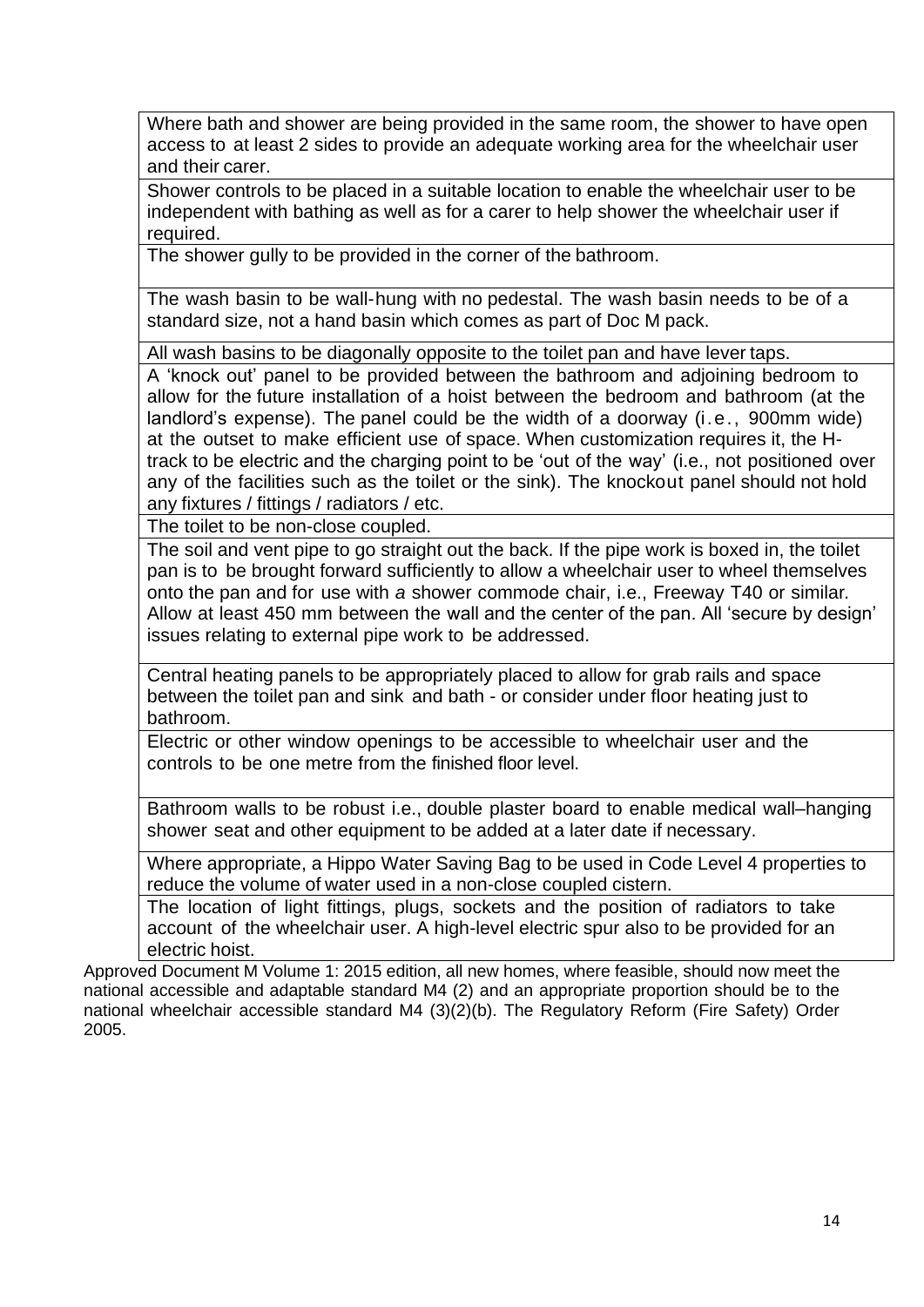| Where bath and shower are being provided in the same room, the shower to have open access to at least 2 sides to provide an adequate working area for the wheelchair user and their carer. |
|---|
| Shower controls to be placed in a suitable location to enable the wheelchair user to be independent with bathing as well as for a carer to help shower the wheelchair user if required. |
| The shower gully to be provided in the corner of the bathroom. |
| The wash basin to be wall-hung with no pedestal. The wash basin needs to be of a standard size, not a hand basin which comes as part of Doc M pack. |
| All wash basins to be diagonally opposite to the toilet pan and have lever taps. |
| A 'knock out' panel to be provided between the bathroom and adjoining bedroom to allow for the future installation of a hoist between the bedroom and bathroom (at the landlord's expense). The panel could be the width of a doorway (i.e., 900mm wide) at the outset to make efficient use of space. When customization requires it, the H-track to be electric and the charging point to be 'out of the way' (i.e., not positioned over any of the facilities such as the toilet or the sink). The knockout panel should not hold any fixtures / fittings / radiators / etc. |
| The toilet to be non-close coupled. |
| The soil and vent pipe to go straight out the back. If the pipe work is boxed in, the toilet pan is to be brought forward sufficiently to allow a wheelchair user to wheel themselves onto the pan and for use with *a* shower commode chair, i.e., Freeway T40 or similar. Allow at least 450 mm between the wall and the center of the pan. All 'secure by design' issues relating to external pipe work to be addressed. |
| Central heating panels to be appropriately placed to allow for grab rails and space between the toilet pan and sink and bath - or consider under floor heating just to bathroom. |
| Electric or other window openings to be accessible to wheelchair user and the controls to be one metre from the finished floor level. |
| Bathroom walls to be robust i.e., double plaster board to enable medical wall–hanging shower seat and other equipment to be added at a later date if necessary. |
| Where appropriate, a Hippo Water Saving Bag to be used in Code Level 4 properties to reduce the volume of water used in a non-close coupled cistern. |
| The location of light fittings, plugs, sockets and the position of radiators to take account of the wheelchair user. A high-level electric spur also to be provided for an electric hoist. |

Approved Document M Volume 1: 2015 edition, all new homes, where feasible, should now meet the national accessible and adaptable standard M4 (2) and an appropriate proportion should be to the national wheelchair accessible standard M4 (3)(2)(b). The Regulatory Reform (Fire Safety) Order 2005.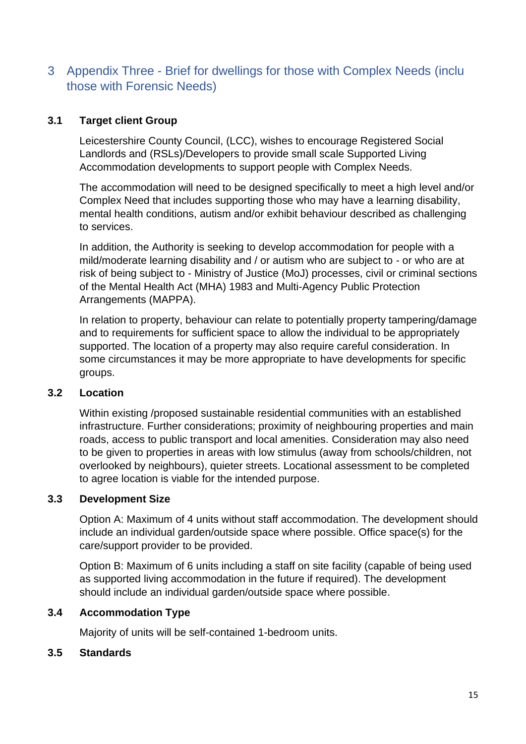## 3 Appendix Three - Brief for dwellings for those with Complex Needs (inclu those with Forensic Needs)

### 3.1 Target client Group

Leicestershire County Council, (LCC), wishes to encourage Registered Social Landlords and (RSLs)/Developers to provide small scale Supported Living Accommodation developments to support people with Complex Needs.

The accommodation will need to be designed specifically to meet a high level and/or Complex Need that includes supporting those who may have a learning disability, mental health conditions, autism and/or exhibit behaviour described as challenging to services.

In addition, the Authority is seeking to develop accommodation for people with a mild/moderate learning disability and / or autism who are subject to - or who are at risk of being subject to - Ministry of Justice (MoJ) processes, civil or criminal sections of the Mental Health Act (MHA) 1983 and Multi-Agency Public Protection Arrangements (MAPPA).

In relation to property, behaviour can relate to potentially property tampering/damage and to requirements for sufficient space to allow the individual to be appropriately supported. The location of a property may also require careful consideration. In some circumstances it may be more appropriate to have developments for specific groups.

### 3.2 Location

Within existing /proposed sustainable residential communities with an established infrastructure. Further considerations; proximity of neighbouring properties and main roads, access to public transport and local amenities. Consideration may also need to be given to properties in areas with low stimulus (away from schools/children, not overlooked by neighbours), quieter streets. Locational assessment to be completed to agree location is viable for the intended purpose.

### 3.3 Development Size

Option A: Maximum of 4 units without staff accommodation. The development should include an individual garden/outside space where possible. Office space(s) for the care/support provider to be provided.

Option B: Maximum of 6 units including a staff on site facility (capable of being used as supported living accommodation in the future if required). The development should include an individual garden/outside space where possible.

### 3.4 Accommodation Type

Majority of units will be self-contained 1-bedroom units.

### 3.5 Standards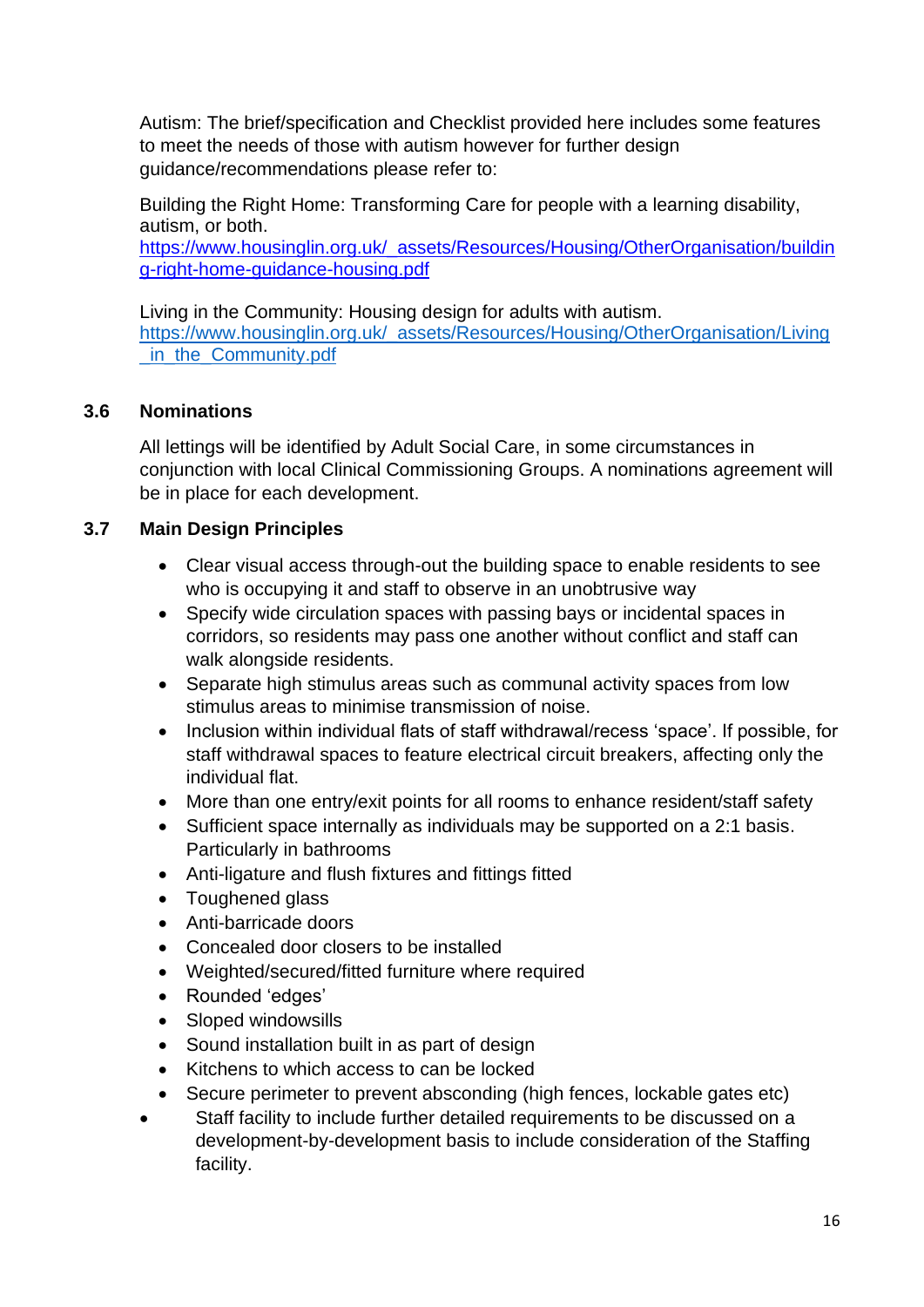Autism: The brief/specification and Checklist provided here includes some features to meet the needs of those with autism however for further design guidance/recommendations please refer to:

Building the Right Home: Transforming Care for people with a learning disability, autism, or both.
https://www.housinglin.org.uk/_assets/Resources/Housing/OtherOrganisation/building-right-home-guidance-housing.pdf

Living in the Community: Housing design for adults with autism.
https://www.housinglin.org.uk/_assets/Resources/Housing/OtherOrganisation/Living_in_the_Community.pdf

### 3.6 Nominations

All lettings will be identified by Adult Social Care, in some circumstances in conjunction with local Clinical Commissioning Groups. A nominations agreement will be in place for each development.

### 3.7 Main Design Principles

- Clear visual access through-out the building space to enable residents to see who is occupying it and staff to observe in an unobtrusive way
- Specify wide circulation spaces with passing bays or incidental spaces in corridors, so residents may pass one another without conflict and staff can walk alongside residents.
- Separate high stimulus areas such as communal activity spaces from low stimulus areas to minimise transmission of noise.
- Inclusion within individual flats of staff withdrawal/recess 'space'. If possible, for staff withdrawal spaces to feature electrical circuit breakers, affecting only the individual flat.
- More than one entry/exit points for all rooms to enhance resident/staff safety
- Sufficient space internally as individuals may be supported on a 2:1 basis. Particularly in bathrooms
- Anti-ligature and flush fixtures and fittings fitted
- Toughened glass
- Anti-barricade doors
- Concealed door closers to be installed
- Weighted/secured/fitted furniture where required
- Rounded 'edges'
- Sloped windowsills
- Sound installation built in as part of design
- Kitchens to which access to can be locked
- Secure perimeter to prevent absconding (high fences, lockable gates etc)
- Staff facility to include further detailed requirements to be discussed on a development-by-development basis to include consideration of the Staffing facility.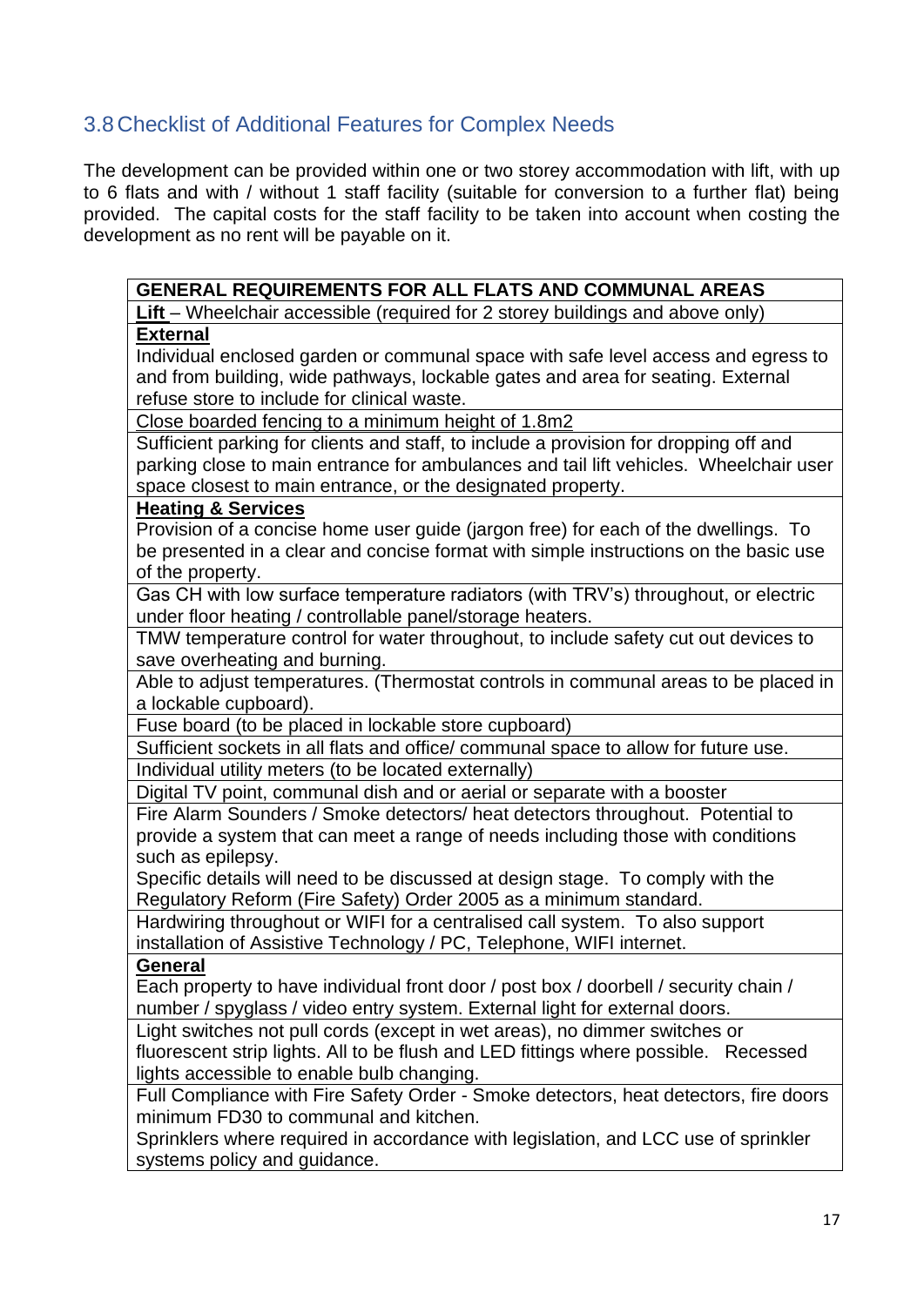## 3.8 Checklist of Additional Features for Complex Needs

The development can be provided within one or two storey accommodation with lift, with up to 6 flats and with / without 1 staff facility (suitable for conversion to a further flat) being provided. The capital costs for the staff facility to be taken into account when costing the development as no rent will be payable on it.

| GENERAL REQUIREMENTS FOR ALL FLATS AND COMMUNAL AREAS |
|---|
| **Lift** – Wheelchair accessible (required for 2 storey buildings and above only) |
| **External**<br>Individual enclosed garden or communal space with safe level access and egress to and from building, wide pathways, lockable gates and area for seating. External refuse store to include for clinical waste. |
| Close boarded fencing to a minimum height of 1.8m2 |
| Sufficient parking for clients and staff, to include a provision for dropping off and parking close to main entrance for ambulances and tail lift vehicles. Wheelchair user space closest to main entrance, or the designated property. |
| **Heating & Services**<br>Provision of a concise home user guide (jargon free) for each of the dwellings. To be presented in a clear and concise format with simple instructions on the basic use of the property. |
| Gas CH with low surface temperature radiators (with TRV's) throughout, or electric under floor heating / controllable panel/storage heaters. |
| TMW temperature control for water throughout, to include safety cut out devices to save overheating and burning. |
| Able to adjust temperatures. (Thermostat controls in communal areas to be placed in a lockable cupboard). |
| Fuse board (to be placed in lockable store cupboard) |
| Sufficient sockets in all flats and office/ communal space to allow for future use. |
| Individual utility meters (to be located externally) |
| Digital TV point, communal dish and or aerial or separate with a booster |
| Fire Alarm Sounders / Smoke detectors/ heat detectors throughout. Potential to provide a system that can meet a range of needs including those with conditions such as epilepsy.<br>Specific details will need to be discussed at design stage. To comply with the Regulatory Reform (Fire Safety) Order 2005 as a minimum standard. |
| Hardwiring throughout or WIFI for a centralised call system. To also support installation of Assistive Technology / PC, Telephone, WIFI internet. |
| **General**<br>Each property to have individual front door / post box / doorbell / security chain / number / spyglass / video entry system. External light for external doors. |
| Light switches not pull cords (except in wet areas), no dimmer switches or fluorescent strip lights. All to be flush and LED fittings where possible. Recessed lights accessible to enable bulb changing. |
| Full Compliance with Fire Safety Order - Smoke detectors, heat detectors, fire doors minimum FD30 to communal and kitchen.<br>Sprinklers where required in accordance with legislation, and LCC use of sprinkler systems policy and guidance. |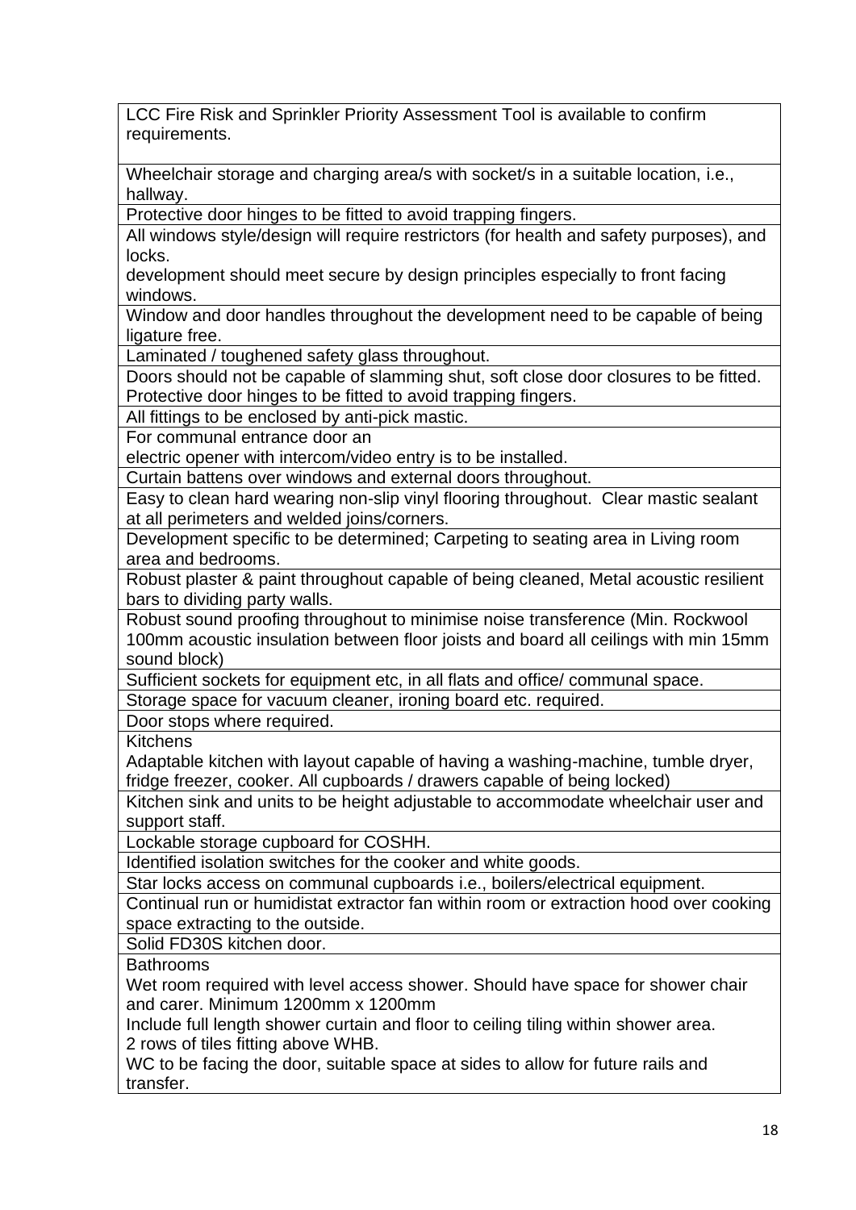| LCC Fire Risk and Sprinkler Priority Assessment Tool is available to confirm requirements. |
|---|
| Wheelchair storage and charging area/s with socket/s in a suitable location, i.e., hallway. |
| Protective door hinges to be fitted to avoid trapping fingers. |
| All windows style/design will require restrictors (for health and safety purposes), and locks.<br>development should meet secure by design principles especially to front facing windows. |
| Window and door handles throughout the development need to be capable of being ligature free. |
| Laminated / toughened safety glass throughout. |
| Doors should not be capable of slamming shut, soft close door closures to be fitted. Protective door hinges to be fitted to avoid trapping fingers. |
| All fittings to be enclosed by anti-pick mastic. |
| For communal entrance door an<br>electric opener with intercom/video entry is to be installed. |
| Curtain battens over windows and external doors throughout. |
| Easy to clean hard wearing non-slip vinyl flooring throughout. Clear mastic sealant at all perimeters and welded joins/corners. |
| Development specific to be determined; Carpeting to seating area in Living room area and bedrooms. |
| Robust plaster & paint throughout capable of being cleaned, Metal acoustic resilient bars to dividing party walls. |
| Robust sound proofing throughout to minimise noise transference (Min. Rockwool 100mm acoustic insulation between floor joists and board all ceilings with min 15mm sound block) |
| Sufficient sockets for equipment etc, in all flats and office/ communal space. |
| Storage space for vacuum cleaner, ironing board etc. required. |
| Door stops where required. |
| Kitchens<br>Adaptable kitchen with layout capable of having a washing-machine, tumble dryer, fridge freezer, cooker. All cupboards / drawers capable of being locked) |
| Kitchen sink and units to be height adjustable to accommodate wheelchair user and support staff. |
| Lockable storage cupboard for COSHH. |
| Identified isolation switches for the cooker and white goods. |
| Star locks access on communal cupboards i.e., boilers/electrical equipment. |
| Continual run or humidistat extractor fan within room or extraction hood over cooking space extracting to the outside. |
| Solid FD30S kitchen door. |
| Bathrooms<br>Wet room required with level access shower. Should have space for shower chair and carer. Minimum 1200mm x 1200mm<br>Include full length shower curtain and floor to ceiling tiling within shower area.<br>2 rows of tiles fitting above WHB.<br>WC to be facing the door, suitable space at sides to allow for future rails and transfer. |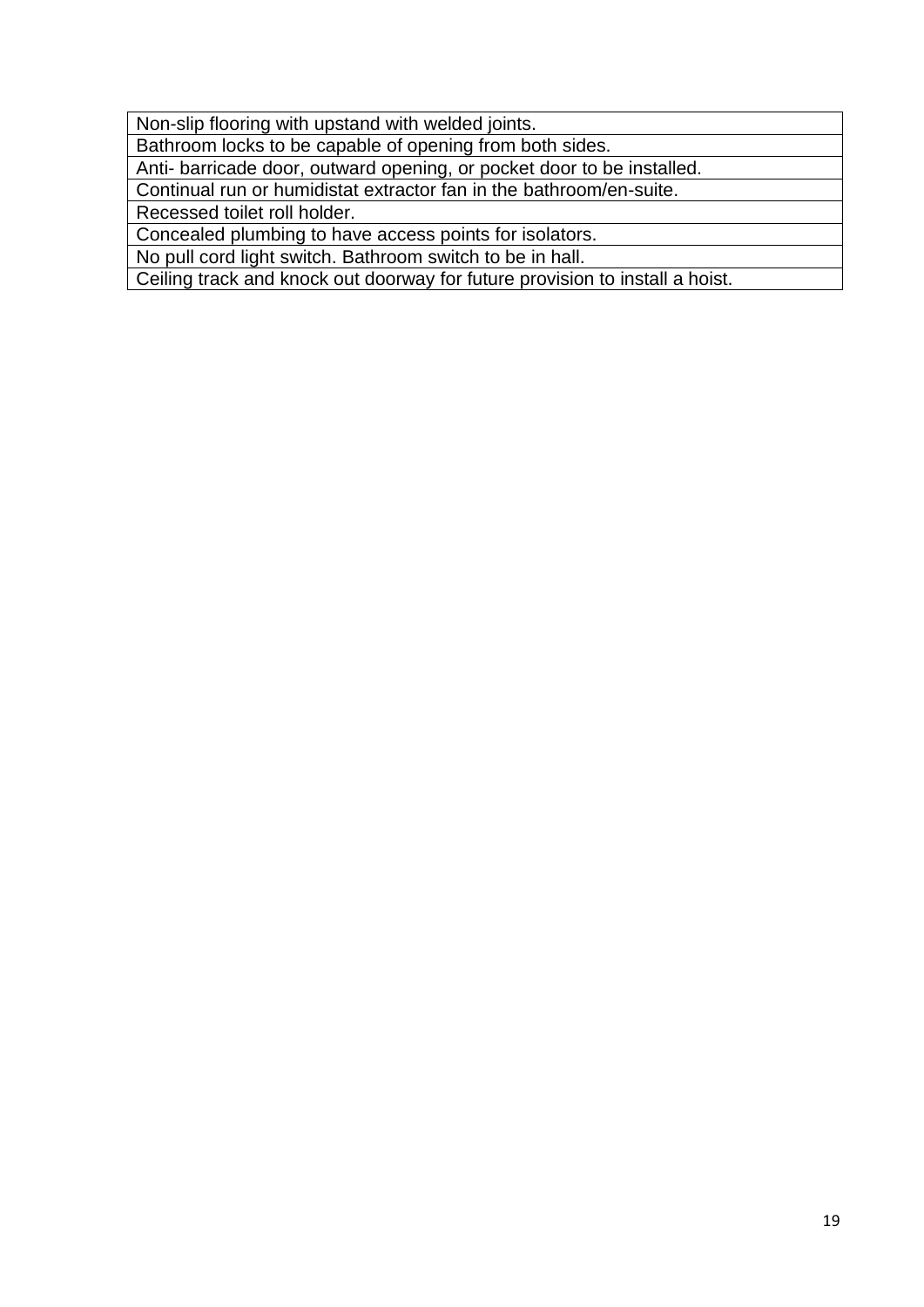| Non-slip flooring with upstand with welded joints. |
|---|
| Bathroom locks to be capable of opening from both sides. |
| Anti- barricade door, outward opening, or pocket door to be installed. |
| Continual run or humidistat extractor fan in the bathroom/en-suite. |
| Recessed toilet roll holder. |
| Concealed plumbing to have access points for isolators. |
| No pull cord light switch. Bathroom switch to be in hall. |
| Ceiling track and knock out doorway for future provision to install a hoist. |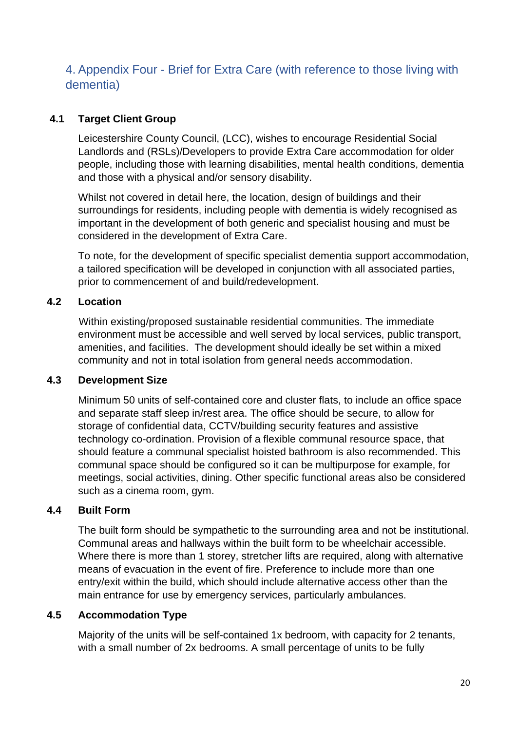## 4. Appendix Four - Brief for Extra Care (with reference to those living with dementia)

### 4.1 Target Client Group

Leicestershire County Council, (LCC), wishes to encourage Residential Social Landlords and (RSLs)/Developers to provide Extra Care accommodation for older people, including those with learning disabilities, mental health conditions, dementia and those with a physical and/or sensory disability.

Whilst not covered in detail here, the location, design of buildings and their surroundings for residents, including people with dementia is widely recognised as important in the development of both generic and specialist housing and must be considered in the development of Extra Care.

To note, for the development of specific specialist dementia support accommodation, a tailored specification will be developed in conjunction with all associated parties, prior to commencement of and build/redevelopment.

### 4.2 Location

Within existing/proposed sustainable residential communities. The immediate environment must be accessible and well served by local services, public transport, amenities, and facilities. The development should ideally be set within a mixed community and not in total isolation from general needs accommodation.

### 4.3 Development Size

Minimum 50 units of self-contained core and cluster flats, to include an office space and separate staff sleep in/rest area. The office should be secure, to allow for storage of confidential data, CCTV/building security features and assistive technology co-ordination. Provision of a flexible communal resource space, that should feature a communal specialist hoisted bathroom is also recommended. This communal space should be configured so it can be multipurpose for example, for meetings, social activities, dining. Other specific functional areas also be considered such as a cinema room, gym.

### 4.4 Built Form

The built form should be sympathetic to the surrounding area and not be institutional. Communal areas and hallways within the built form to be wheelchair accessible. Where there is more than 1 storey, stretcher lifts are required, along with alternative means of evacuation in the event of fire. Preference to include more than one entry/exit within the build, which should include alternative access other than the main entrance for use by emergency services, particularly ambulances.

### 4.5 Accommodation Type

Majority of the units will be self-contained 1x bedroom, with capacity for 2 tenants, with a small number of 2x bedrooms. A small percentage of units to be fully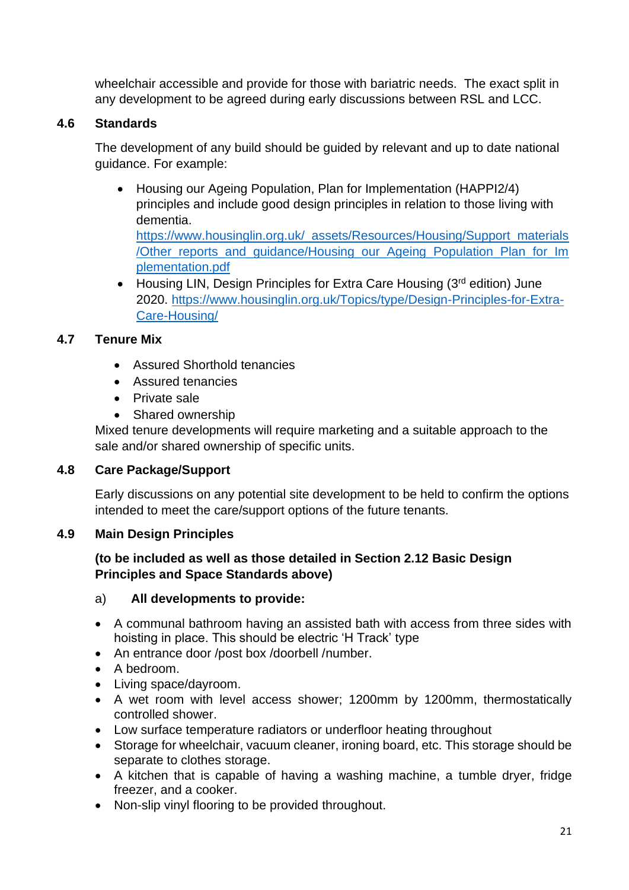wheelchair accessible and provide for those with bariatric needs. The exact split in any development to be agreed during early discussions between RSL and LCC.

### 4.6 Standards

The development of any build should be guided by relevant and up to date national guidance. For example:

- Housing our Ageing Population, Plan for Implementation (HAPPI2/4) principles and include good design principles in relation to those living with dementia. https://www.housinglin.org.uk/_assets/Resources/Housing/Support_materials/Other_reports_and_guidance/Housing_our_Ageing_Population_Plan_for_Implementation.pdf
- Housing LIN, Design Principles for Extra Care Housing (3rd edition) June 2020. https://www.housinglin.org.uk/Topics/type/Design-Principles-for-Extra-Care-Housing/

### 4.7 Tenure Mix

- Assured Shorthold tenancies
- Assured tenancies
- Private sale
- Shared ownership

Mixed tenure developments will require marketing and a suitable approach to the sale and/or shared ownership of specific units.

### 4.8 Care Package/Support

Early discussions on any potential site development to be held to confirm the options intended to meet the care/support options of the future tenants.

### 4.9 Main Design Principles

**(to be included as well as those detailed in Section 2.12 Basic Design Principles and Space Standards above)**

a) **All developments to provide:**

- A communal bathroom having an assisted bath with access from three sides with hoisting in place. This should be electric 'H Track' type
- An entrance door /post box /doorbell /number.
- A bedroom.
- Living space/dayroom.
- A wet room with level access shower; 1200mm by 1200mm, thermostatically controlled shower.
- Low surface temperature radiators or underfloor heating throughout
- Storage for wheelchair, vacuum cleaner, ironing board, etc. This storage should be separate to clothes storage.
- A kitchen that is capable of having a washing machine, a tumble dryer, fridge freezer, and a cooker.
- Non-slip vinyl flooring to be provided throughout.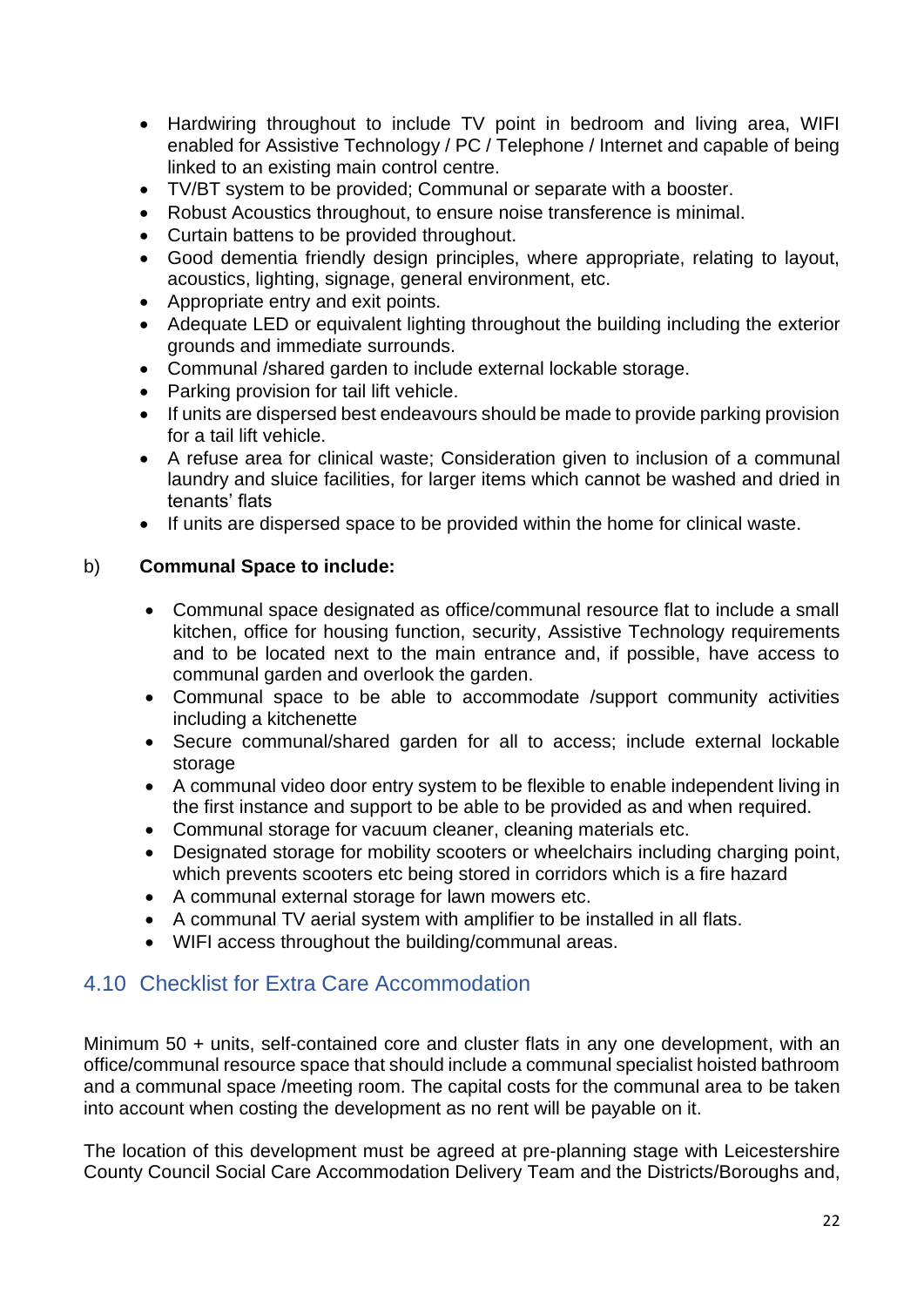- Hardwiring throughout to include TV point in bedroom and living area, WIFI enabled for Assistive Technology / PC / Telephone / Internet and capable of being linked to an existing main control centre.
- TV/BT system to be provided; Communal or separate with a booster.
- Robust Acoustics throughout, to ensure noise transference is minimal.
- Curtain battens to be provided throughout.
- Good dementia friendly design principles, where appropriate, relating to layout, acoustics, lighting, signage, general environment, etc.
- Appropriate entry and exit points.
- Adequate LED or equivalent lighting throughout the building including the exterior grounds and immediate surrounds.
- Communal /shared garden to include external lockable storage.
- Parking provision for tail lift vehicle.
- If units are dispersed best endeavours should be made to provide parking provision for a tail lift vehicle.
- A refuse area for clinical waste; Consideration given to inclusion of a communal laundry and sluice facilities, for larger items which cannot be washed and dried in tenants' flats
- If units are dispersed space to be provided within the home for clinical waste.

b) **Communal Space to include:**

- Communal space designated as office/communal resource flat to include a small kitchen, office for housing function, security, Assistive Technology requirements and to be located next to the main entrance and, if possible, have access to communal garden and overlook the garden.
- Communal space to be able to accommodate /support community activities including a kitchenette
- Secure communal/shared garden for all to access; include external lockable storage
- A communal video door entry system to be flexible to enable independent living in the first instance and support to be able to be provided as and when required.
- Communal storage for vacuum cleaner, cleaning materials etc.
- Designated storage for mobility scooters or wheelchairs including charging point, which prevents scooters etc being stored in corridors which is a fire hazard
- A communal external storage for lawn mowers etc.
- A communal TV aerial system with amplifier to be installed in all flats.
- WIFI access throughout the building/communal areas.

## 4.10 Checklist for Extra Care Accommodation

Minimum 50 + units, self-contained core and cluster flats in any one development, with an office/communal resource space that should include a communal specialist hoisted bathroom and a communal space /meeting room. The capital costs for the communal area to be taken into account when costing the development as no rent will be payable on it.

The location of this development must be agreed at pre-planning stage with Leicestershire County Council Social Care Accommodation Delivery Team and the Districts/Boroughs and,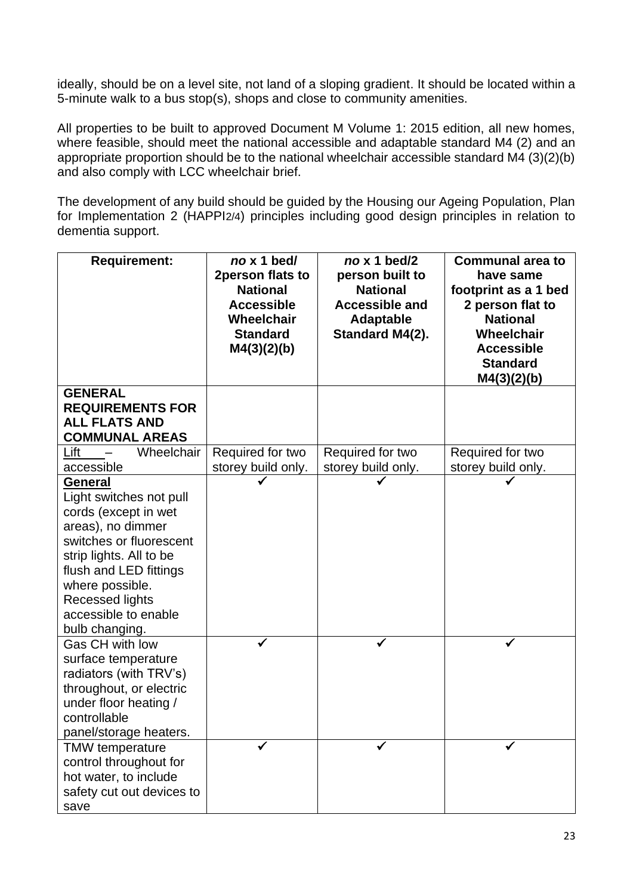ideally, should be on a level site, not land of a sloping gradient. It should be located within a 5-minute walk to a bus stop(s), shops and close to community amenities.

All properties to be built to approved Document M Volume 1: 2015 edition, all new homes, where feasible, should meet the national accessible and adaptable standard M4 (2) and an appropriate proportion should be to the national wheelchair accessible standard M4 (3)(2)(b) and also comply with LCC wheelchair brief.

The development of any build should be guided by the Housing our Ageing Population, Plan for Implementation 2 (HAPPI2/4) principles including good design principles in relation to dementia support.

| **Requirement:** | ***no* x 1 bed/ 2person flats to National Accessible Wheelchair Standard M4(3)(2)(b)** | ***no* x 1 bed/2 person built to National Accessible and Adaptable Standard M4(2).** | **Communal area to have same footprint as a 1 bed 2 person flat to National Wheelchair Accessible Standard M4(3)(2)(b)** |
|---|---|---|---|
| **GENERAL REQUIREMENTS FOR ALL FLATS AND COMMUNAL AREAS** | | | |
| Lift – Wheelchair accessible | Required for two storey build only. | Required for two storey build only. | Required for two storey build only. |
| **General** Light switches not pull cords (except in wet areas), no dimmer switches or fluorescent strip lights. All to be flush and LED fittings where possible. Recessed lights accessible to enable bulb changing. | ✓ | ✓ | ✓ |
| Gas CH with low surface temperature radiators (with TRV's) throughout, or electric under floor heating / controllable panel/storage heaters. | ✓ | ✓ | ✓ |
| TMW temperature control throughout for hot water, to include safety cut out devices to save | ✓ | ✓ | ✓ |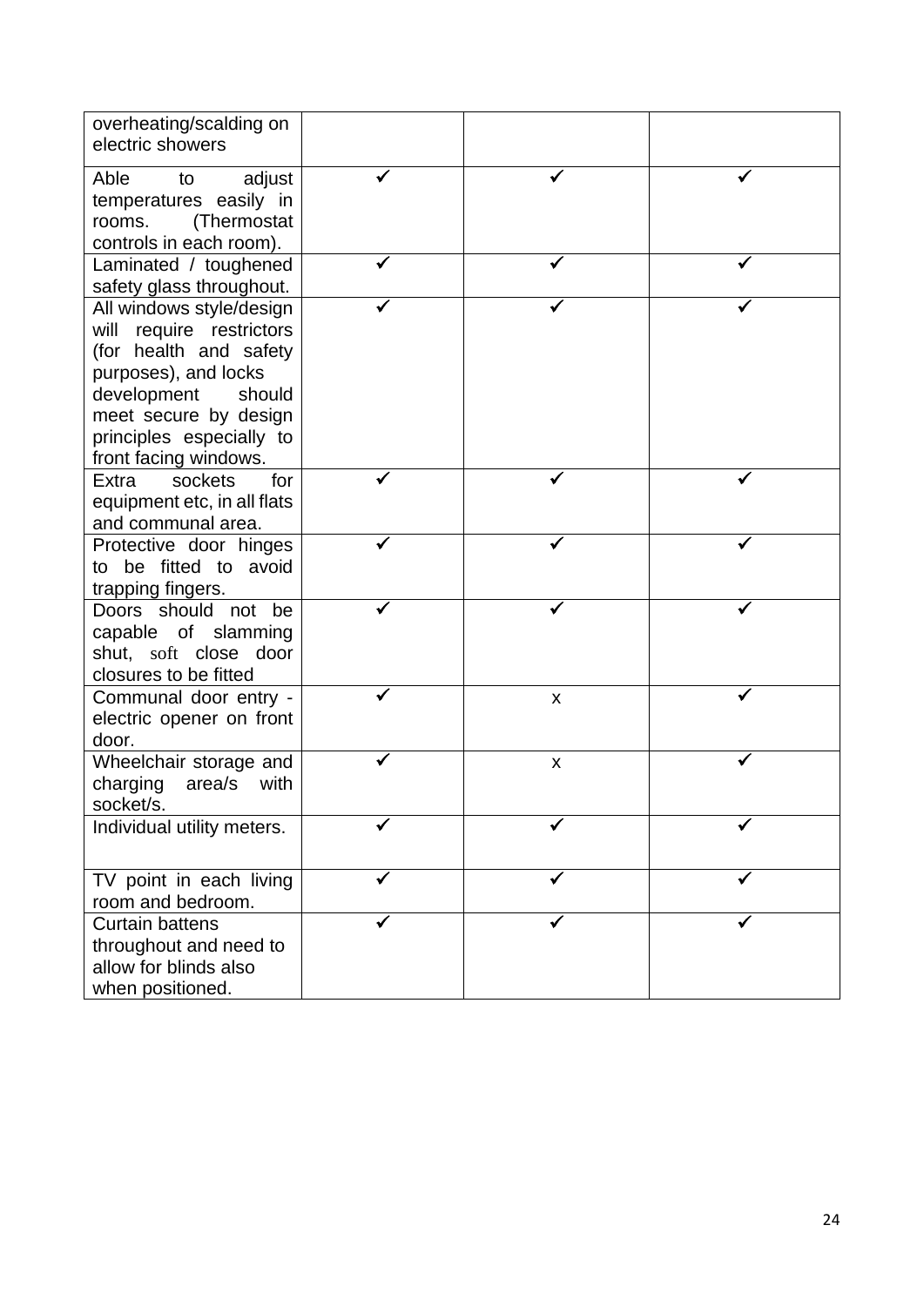| | | | |
|---|---|---|---|
| overheating/scalding on electric showers | | | |
| Able to adjust temperatures easily in rooms. (Thermostat controls in each room). | ✓ | ✓ | ✓ |
| Laminated / toughened safety glass throughout. | ✓ | ✓ | ✓ |
| All windows style/design will require restrictors (for health and safety purposes), and locks development should meet secure by design principles especially to front facing windows. | ✓ | ✓ | ✓ |
| Extra sockets for equipment etc, in all flats and communal area. | ✓ | ✓ | ✓ |
| Protective door hinges to be fitted to avoid trapping fingers. | ✓ | ✓ | ✓ |
| Doors should not be capable of slamming shut, soft close door closures to be fitted | ✓ | ✓ | ✓ |
| Communal door entry - electric opener on front door. | ✓ | x | ✓ |
| Wheelchair storage and charging area/s with socket/s. | ✓ | x | ✓ |
| Individual utility meters. | ✓ | ✓ | ✓ |
| TV point in each living room and bedroom. | ✓ | ✓ | ✓ |
| Curtain battens throughout and need to allow for blinds also when positioned. | ✓ | ✓ | ✓ |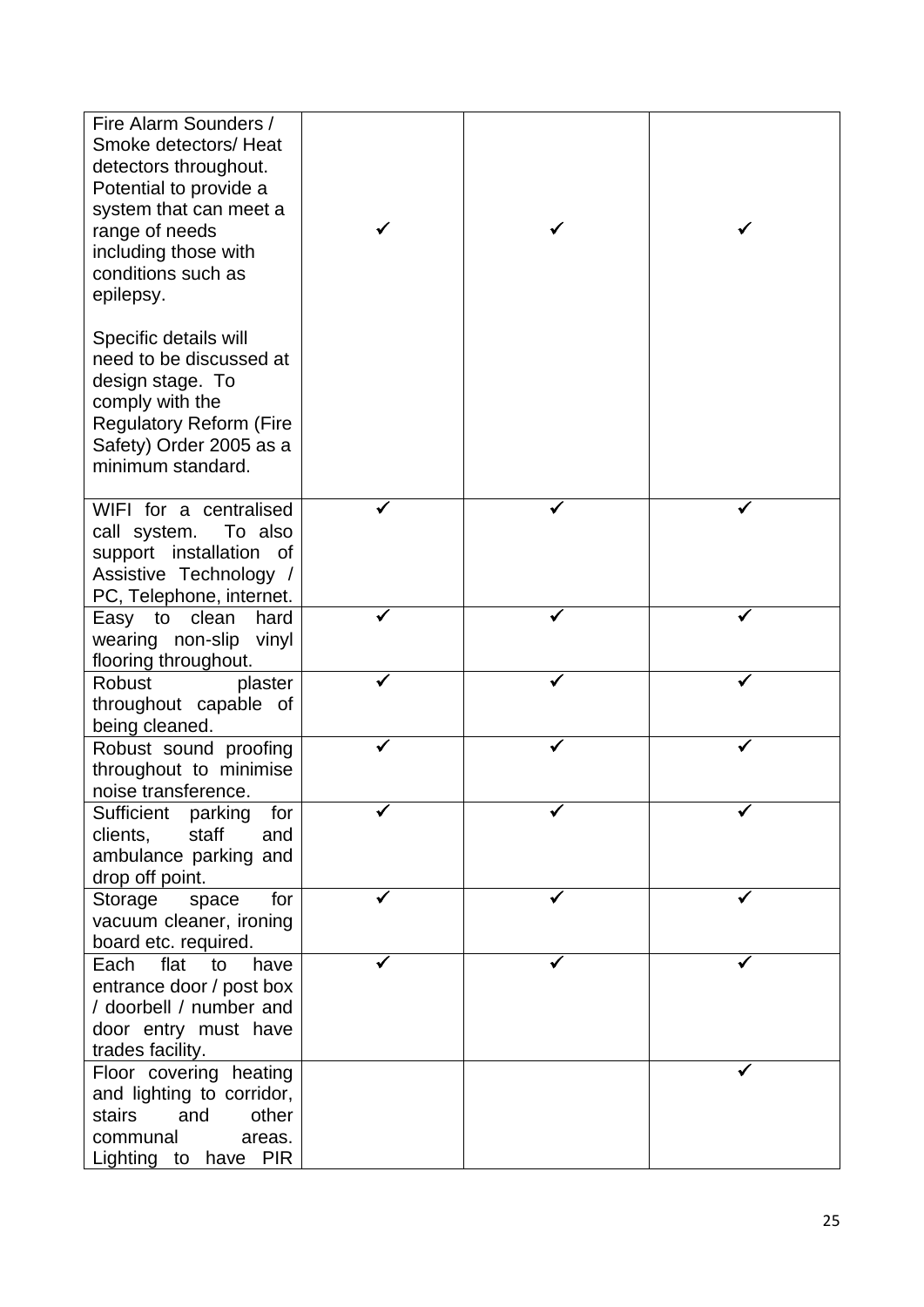| | | | |
|---|---|---|---|
| Fire Alarm Sounders / Smoke detectors/ Heat detectors throughout. Potential to provide a system that can meet a range of needs including those with conditions such as epilepsy.<br><br>Specific details will need to be discussed at design stage. To comply with the Regulatory Reform (Fire Safety) Order 2005 as a minimum standard. | ✓ | ✓ | ✓ |
| WIFI for a centralised call system. To also support installation of Assistive Technology / PC, Telephone, internet. | ✓ | ✓ | ✓ |
| Easy to clean hard wearing non-slip vinyl flooring throughout. | ✓ | ✓ | ✓ |
| Robust plaster throughout capable of being cleaned. | ✓ | ✓ | ✓ |
| Robust sound proofing throughout to minimise noise transference. | ✓ | ✓ | ✓ |
| Sufficient parking for clients, staff and ambulance parking and drop off point. | ✓ | ✓ | ✓ |
| Storage space for vacuum cleaner, ironing board etc. required. | ✓ | ✓ | ✓ |
| Each flat to have entrance door / post box / doorbell / number and door entry must have trades facility. | ✓ | ✓ | ✓ |
| Floor covering heating and lighting to corridor, stairs and other communal areas. Lighting to have PIR | | | ✓ |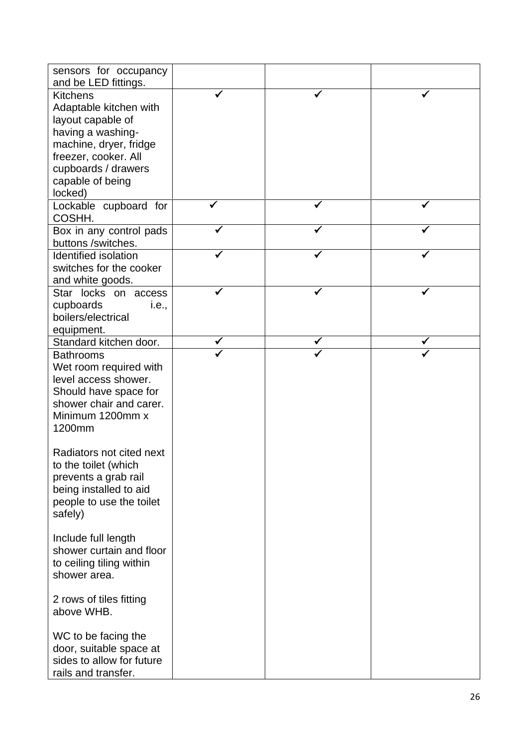| | | | |
|---|---|---|---|
| sensors for occupancy and be LED fittings. | | | |
| Kitchens<br>Adaptable kitchen with layout capable of having a washing-machine, dryer, fridge freezer, cooker. All cupboards / drawers capable of being locked) | ✓ | ✓ | ✓ |
| Lockable cupboard for COSHH. | ✓ | ✓ | ✓ |
| Box in any control pads buttons /switches. | ✓ | ✓ | ✓ |
| Identified isolation switches for the cooker and white goods. | ✓ | ✓ | ✓ |
| Star locks on access cupboards i.e., boilers/electrical equipment. | ✓ | ✓ | ✓ |
| Standard kitchen door. | ✓ | ✓ | ✓ |
| Bathrooms<br>Wet room required with level access shower. Should have space for shower chair and carer. Minimum 1200mm x 1200mm<br><br>Radiators not cited next to the toilet (which prevents a grab rail being installed to aid people to use the toilet safely)<br><br>Include full length shower curtain and floor to ceiling tiling within shower area.<br><br>2 rows of tiles fitting above WHB.<br><br>WC to be facing the door, suitable space at sides to allow for future rails and transfer. | ✓ | ✓ | ✓ |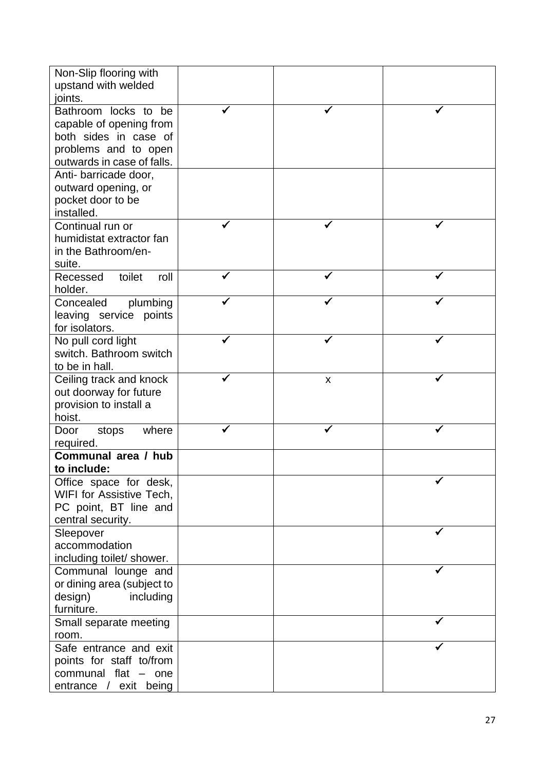| | | | |
|---|---|---|---|
| Non-Slip flooring with upstand with welded joints. | | | |
| Bathroom locks to be capable of opening from both sides in case of problems and to open outwards in case of falls. | ✓ | ✓ | ✓ |
| Anti- barricade door, outward opening, or pocket door to be installed. | | | |
| Continual run or humidistat extractor fan in the Bathroom/en-suite. | ✓ | ✓ | ✓ |
| Recessed toilet roll holder. | ✓ | ✓ | ✓ |
| Concealed plumbing leaving service points for isolators. | ✓ | ✓ | ✓ |
| No pull cord light switch. Bathroom switch to be in hall. | ✓ | ✓ | ✓ |
| Ceiling track and knock out doorway for future provision to install a hoist. | ✓ | x | ✓ |
| Door stops where required. | ✓ | ✓ | ✓ |
| **Communal area / hub to include:** | | | |
| Office space for desk, WIFI for Assistive Tech, PC point, BT line and central security. | | | ✓ |
| Sleepover accommodation including toilet/ shower. | | | ✓ |
| Communal lounge and or dining area (subject to design) including furniture. | | | ✓ |
| Small separate meeting room. | | | ✓ |
| Safe entrance and exit points for staff to/from communal flat – one entrance / exit being | | | ✓ |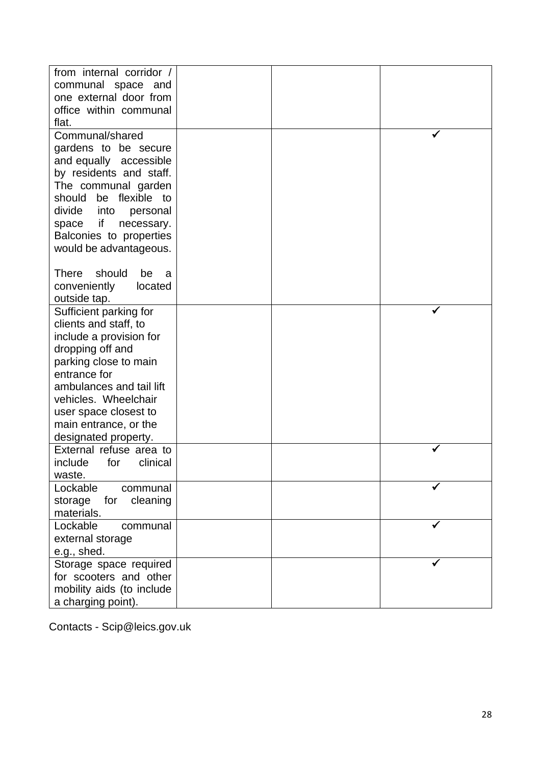| | | | |
|---|---|---|---|
| from internal corridor / communal space and one external door from office within communal flat. | | | |
| Communal/shared gardens to be secure and equally accessible by residents and staff. The communal garden should be flexible to divide into personal space if necessary. Balconies to properties would be advantageous.<br><br>There should be a conveniently located outside tap. | | | ✓ |
| Sufficient parking for clients and staff, to include a provision for dropping off and parking close to main entrance for ambulances and tail lift vehicles. Wheelchair user space closest to main entrance, or the designated property. | | | ✓ |
| External refuse area to include for clinical waste. | | | ✓ |
| Lockable communal storage for cleaning materials. | | | ✓ |
| Lockable communal external storage e.g., shed. | | | ✓ |
| Storage space required for scooters and other mobility aids (to include a charging point). | | | ✓ |

Contacts - Scip@leics.gov.uk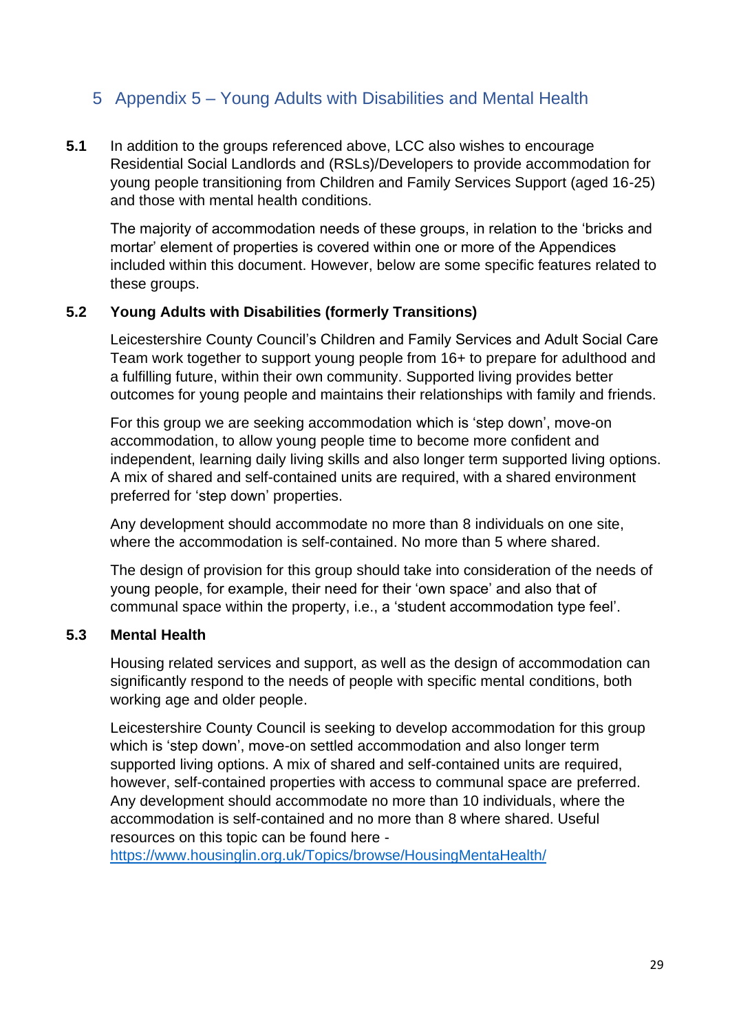# 5 Appendix 5 – Young Adults with Disabilities and Mental Health

**5.1** In addition to the groups referenced above, LCC also wishes to encourage Residential Social Landlords and (RSLs)/Developers to provide accommodation for young people transitioning from Children and Family Services Support (aged 16-25) and those with mental health conditions.

The majority of accommodation needs of these groups, in relation to the 'bricks and mortar' element of properties is covered within one or more of the Appendices included within this document. However, below are some specific features related to these groups.

## 5.2 Young Adults with Disabilities (formerly Transitions)

Leicestershire County Council's Children and Family Services and Adult Social Care Team work together to support young people from 16+ to prepare for adulthood and a fulfilling future, within their own community. Supported living provides better outcomes for young people and maintains their relationships with family and friends.

For this group we are seeking accommodation which is 'step down', move-on accommodation, to allow young people time to become more confident and independent, learning daily living skills and also longer term supported living options. A mix of shared and self-contained units are required, with a shared environment preferred for 'step down' properties.

Any development should accommodate no more than 8 individuals on one site, where the accommodation is self-contained. No more than 5 where shared.

The design of provision for this group should take into consideration of the needs of young people, for example, their need for their 'own space' and also that of communal space within the property, i.e., a 'student accommodation type feel'.

## 5.3 Mental Health

Housing related services and support, as well as the design of accommodation can significantly respond to the needs of people with specific mental conditions, both working age and older people.

Leicestershire County Council is seeking to develop accommodation for this group which is 'step down', move-on settled accommodation and also longer term supported living options. A mix of shared and self-contained units are required, however, self-contained properties with access to communal space are preferred. Any development should accommodate no more than 10 individuals, where the accommodation is self-contained and no more than 8 where shared. Useful resources on this topic can be found here - https://www.housinglin.org.uk/Topics/browse/HousingMentaHealth/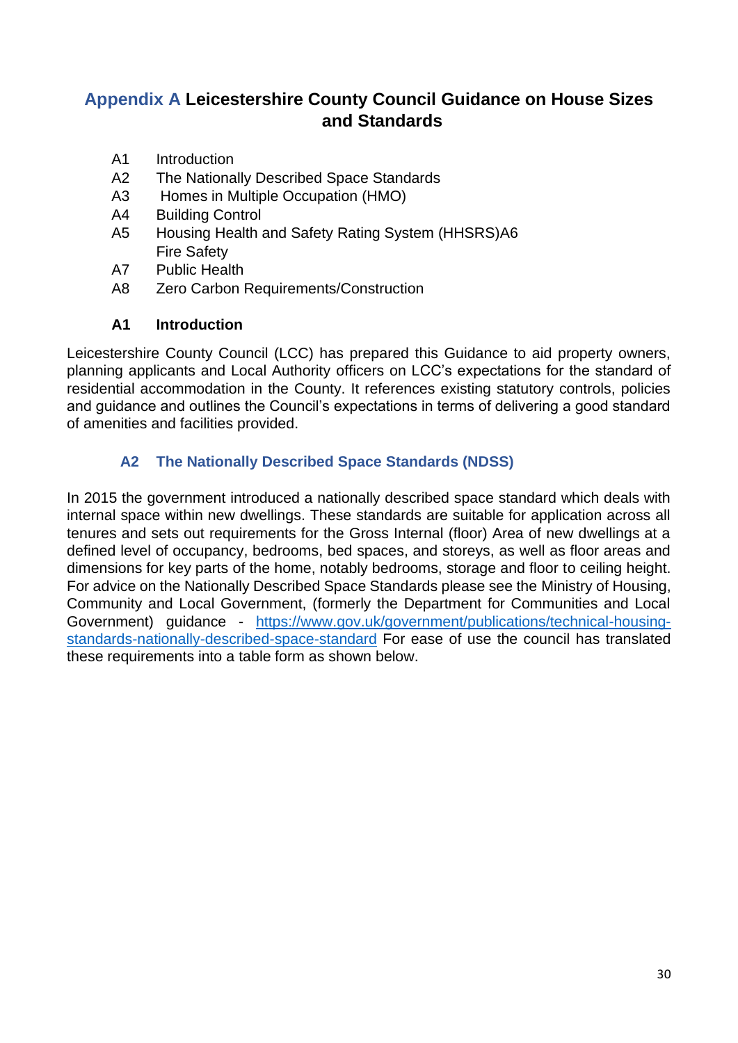## Appendix A Leicestershire County Council Guidance on House Sizes and Standards

A1 Introduction
A2 The Nationally Described Space Standards
A3 Homes in Multiple Occupation (HMO)
A4 Building Control
A5 Housing Health and Safety Rating System (HHSRS)A6 Fire Safety
A7 Public Health
A8 Zero Carbon Requirements/Construction

### A1 Introduction

Leicestershire County Council (LCC) has prepared this Guidance to aid property owners, planning applicants and Local Authority officers on LCC's expectations for the standard of residential accommodation in the County. It references existing statutory controls, policies and guidance and outlines the Council's expectations in terms of delivering a good standard of amenities and facilities provided.

### A2 The Nationally Described Space Standards (NDSS)

In 2015 the government introduced a nationally described space standard which deals with internal space within new dwellings. These standards are suitable for application across all tenures and sets out requirements for the Gross Internal (floor) Area of new dwellings at a defined level of occupancy, bedrooms, bed spaces, and storeys, as well as floor areas and dimensions for key parts of the home, notably bedrooms, storage and floor to ceiling height. For advice on the Nationally Described Space Standards please see the Ministry of Housing, Community and Local Government, (formerly the Department for Communities and Local Government) guidance - https://www.gov.uk/government/publications/technical-housing-standards-nationally-described-space-standard For ease of use the council has translated these requirements into a table form as shown below.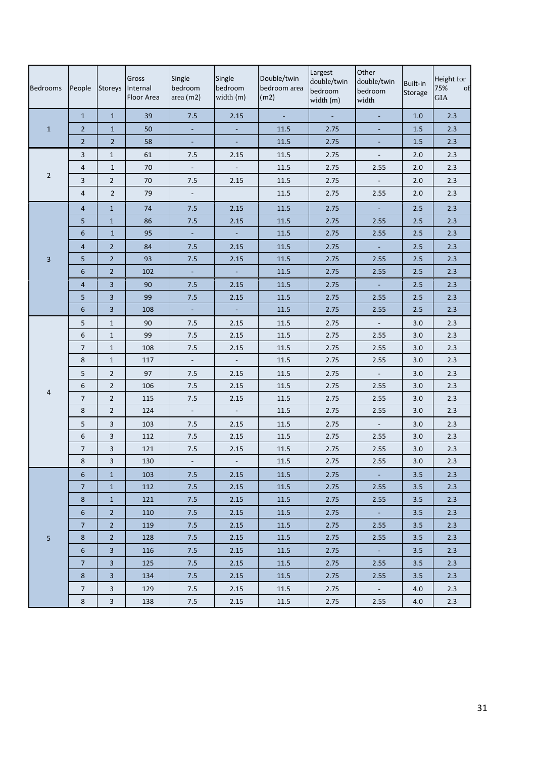| Bedrooms | People | Storeys | Gross Internal Floor Area | Single bedroom area (m2) | Single bedroom width (m) | Double/twin bedroom area (m2) | Largest double/twin bedroom width (m) | Other double/twin bedroom width | Built-in Storage | Height for 75% of GIA |
|---|---|---|---|---|---|---|---|---|---|---|
| 1 | 1 | 1 | 39 | 7.5 | 2.15 | - | - | - | 1.0 | 2.3 |
| | 2 | 1 | 50 | - | - | 11.5 | 2.75 | - | 1.5 | 2.3 |
| | 2 | 2 | 58 | - | - | 11.5 | 2.75 | - | 1.5 | 2.3 |
| 2 | 3 | 1 | 61 | 7.5 | 2.15 | 11.5 | 2.75 | - | 2.0 | 2.3 |
| | 4 | 1 | 70 | - | - | 11.5 | 2.75 | 2.55 | 2.0 | 2.3 |
| | 3 | 2 | 70 | 7.5 | 2.15 | 11.5 | 2.75 | - | 2.0 | 2.3 |
| | 4 | 2 | 79 | - | | 11.5 | 2.75 | 2.55 | 2.0 | 2.3 |
| 3 | 4 | 1 | 74 | 7.5 | 2.15 | 11.5 | 2.75 | - | 2.5 | 2.3 |
| | 5 | 1 | 86 | 7.5 | 2.15 | 11.5 | 2.75 | 2.55 | 2.5 | 2.3 |
| | 6 | 1 | 95 | - | - | 11.5 | 2.75 | 2.55 | 2.5 | 2.3 |
| | 4 | 2 | 84 | 7.5 | 2.15 | 11.5 | 2.75 | - | 2.5 | 2.3 |
| | 5 | 2 | 93 | 7.5 | 2.15 | 11.5 | 2.75 | 2.55 | 2.5 | 2.3 |
| | 6 | 2 | 102 | - | - | 11.5 | 2.75 | 2.55 | 2.5 | 2.3 |
| | 4 | 3 | 90 | 7.5 | 2.15 | 11.5 | 2.75 | - | 2.5 | 2.3 |
| | 5 | 3 | 99 | 7.5 | 2.15 | 11.5 | 2.75 | 2.55 | 2.5 | 2.3 |
| | 6 | 3 | 108 | - | - | 11.5 | 2.75 | 2.55 | 2.5 | 2.3 |
| 4 | 5 | 1 | 90 | 7.5 | 2.15 | 11.5 | 2.75 | - | 3.0 | 2.3 |
| | 6 | 1 | 99 | 7.5 | 2.15 | 11.5 | 2.75 | 2.55 | 3.0 | 2.3 |
| | 7 | 1 | 108 | 7.5 | 2.15 | 11.5 | 2.75 | 2.55 | 3.0 | 2.3 |
| | 8 | 1 | 117 | - | - | 11.5 | 2.75 | 2.55 | 3.0 | 2.3 |
| | 5 | 2 | 97 | 7.5 | 2.15 | 11.5 | 2.75 | - | 3.0 | 2.3 |
| | 6 | 2 | 106 | 7.5 | 2.15 | 11.5 | 2.75 | 2.55 | 3.0 | 2.3 |
| | 7 | 2 | 115 | 7.5 | 2.15 | 11.5 | 2.75 | 2.55 | 3.0 | 2.3 |
| | 8 | 2 | 124 | - | - | 11.5 | 2.75 | 2.55 | 3.0 | 2.3 |
| | 5 | 3 | 103 | 7.5 | 2.15 | 11.5 | 2.75 | - | 3.0 | 2.3 |
| | 6 | 3 | 112 | 7.5 | 2.15 | 11.5 | 2.75 | 2.55 | 3.0 | 2.3 |
| | 7 | 3 | 121 | 7.5 | 2.15 | 11.5 | 2.75 | 2.55 | 3.0 | 2.3 |
| | 8 | 3 | 130 | - | - | 11.5 | 2.75 | 2.55 | 3.0 | 2.3 |
| 5 | 6 | 1 | 103 | 7.5 | 2.15 | 11.5 | 2.75 | - | 3.5 | 2.3 |
| | 7 | 1 | 112 | 7.5 | 2.15 | 11.5 | 2.75 | 2.55 | 3.5 | 2.3 |
| | 8 | 1 | 121 | 7.5 | 2.15 | 11.5 | 2.75 | 2.55 | 3.5 | 2.3 |
| | 6 | 2 | 110 | 7.5 | 2.15 | 11.5 | 2.75 | - | 3.5 | 2.3 |
| | 7 | 2 | 119 | 7.5 | 2.15 | 11.5 | 2.75 | 2.55 | 3.5 | 2.3 |
| | 8 | 2 | 128 | 7.5 | 2.15 | 11.5 | 2.75 | 2.55 | 3.5 | 2.3 |
| | 6 | 3 | 116 | 7.5 | 2.15 | 11.5 | 2.75 | - | 3.5 | 2.3 |
| | 7 | 3 | 125 | 7.5 | 2.15 | 11.5 | 2.75 | 2.55 | 3.5 | 2.3 |
| | 8 | 3 | 134 | 7.5 | 2.15 | 11.5 | 2.75 | 2.55 | 3.5 | 2.3 |
| | 7 | 3 | 129 | 7.5 | 2.15 | 11.5 | 2.75 | - | 4.0 | 2.3 |
| | 8 | 3 | 138 | 7.5 | 2.15 | 11.5 | 2.75 | 2.55 | 4.0 | 2.3 |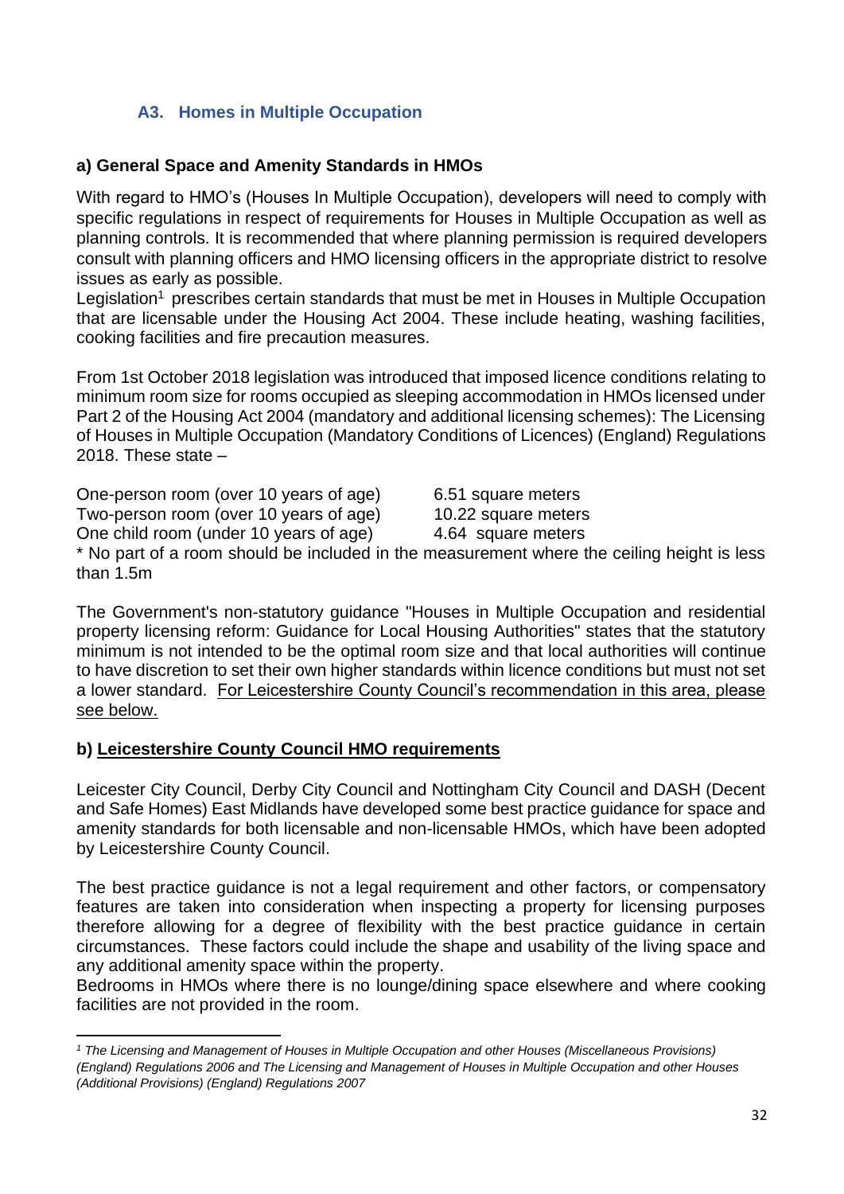### A3. Homes in Multiple Occupation

#### a) General Space and Amenity Standards in HMOs

With regard to HMO's (Houses In Multiple Occupation), developers will need to comply with specific regulations in respect of requirements for Houses in Multiple Occupation as well as planning controls. It is recommended that where planning permission is required developers consult with planning officers and HMO licensing officers in the appropriate district to resolve issues as early as possible.

Legislation[1] prescribes certain standards that must be met in Houses in Multiple Occupation that are licensable under the Housing Act 2004. These include heating, washing facilities, cooking facilities and fire precaution measures.

From 1st October 2018 legislation was introduced that imposed licence conditions relating to minimum room size for rooms occupied as sleeping accommodation in HMOs licensed under Part 2 of the Housing Act 2004 (mandatory and additional licensing schemes): The Licensing of Houses in Multiple Occupation (Mandatory Conditions of Licences) (England) Regulations 2018. These state –

| | |
|---|---|
| One-person room (over 10 years of age) | 6.51 square meters |
| Two-person room (over 10 years of age) | 10.22 square meters |
| One child room (under 10 years of age) | 4.64 square meters |

* No part of a room should be included in the measurement where the ceiling height is less than 1.5m

The Government's non-statutory guidance "Houses in Multiple Occupation and residential property licensing reform: Guidance for Local Housing Authorities" states that the statutory minimum is not intended to be the optimal room size and that local authorities will continue to have discretion to set their own higher standards within licence conditions but must not set a lower standard. For Leicestershire County Council's recommendation in this area, please see below.

#### b) Leicestershire County Council HMO requirements

Leicester City Council, Derby City Council and Nottingham City Council and DASH (Decent and Safe Homes) East Midlands have developed some best practice guidance for space and amenity standards for both licensable and non-licensable HMOs, which have been adopted by Leicestershire County Council.

The best practice guidance is not a legal requirement and other factors, or compensatory features are taken into consideration when inspecting a property for licensing purposes therefore allowing for a degree of flexibility with the best practice guidance in certain circumstances. These factors could include the shape and usability of the living space and any additional amenity space within the property.

Bedrooms in HMOs where there is no lounge/dining space elsewhere and where cooking facilities are not provided in the room.

[1] *The Licensing and Management of Houses in Multiple Occupation and other Houses (Miscellaneous Provisions) (England) Regulations 2006 and The Licensing and Management of Houses in Multiple Occupation and other Houses (Additional Provisions) (England) Regulations 2007*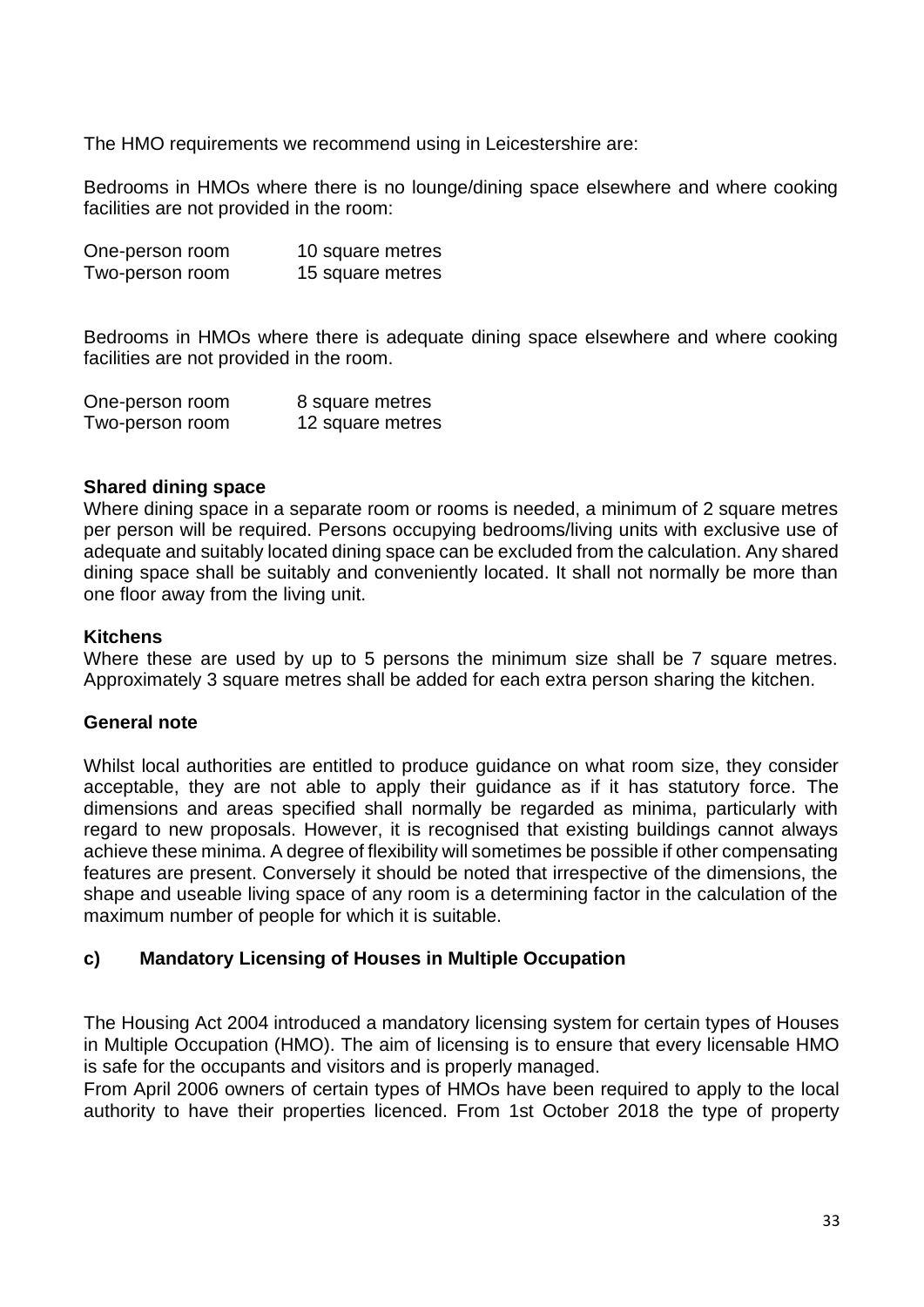The HMO requirements we recommend using in Leicestershire are:

Bedrooms in HMOs where there is no lounge/dining space elsewhere and where cooking facilities are not provided in the room:

| | |
|---|---|
| One-person room | 10 square metres |
| Two-person room | 15 square metres |

Bedrooms in HMOs where there is adequate dining space elsewhere and where cooking facilities are not provided in the room.

| | |
|---|---|
| One-person room | 8 square metres |
| Two-person room | 12 square metres |

**Shared dining space**

Where dining space in a separate room or rooms is needed, a minimum of 2 square metres per person will be required. Persons occupying bedrooms/living units with exclusive use of adequate and suitably located dining space can be excluded from the calculation. Any shared dining space shall be suitably and conveniently located. It shall not normally be more than one floor away from the living unit.

**Kitchens**

Where these are used by up to 5 persons the minimum size shall be 7 square metres. Approximately 3 square metres shall be added for each extra person sharing the kitchen.

**General note**

Whilst local authorities are entitled to produce guidance on what room size, they consider acceptable, they are not able to apply their guidance as if it has statutory force. The dimensions and areas specified shall normally be regarded as minima, particularly with regard to new proposals. However, it is recognised that existing buildings cannot always achieve these minima. A degree of flexibility will sometimes be possible if other compensating features are present. Conversely it should be noted that irrespective of the dimensions, the shape and useable living space of any room is a determining factor in the calculation of the maximum number of people for which it is suitable.

### c) Mandatory Licensing of Houses in Multiple Occupation

The Housing Act 2004 introduced a mandatory licensing system for certain types of Houses in Multiple Occupation (HMO). The aim of licensing is to ensure that every licensable HMO is safe for the occupants and visitors and is properly managed.

From April 2006 owners of certain types of HMOs have been required to apply to the local authority to have their properties licenced. From 1st October 2018 the type of property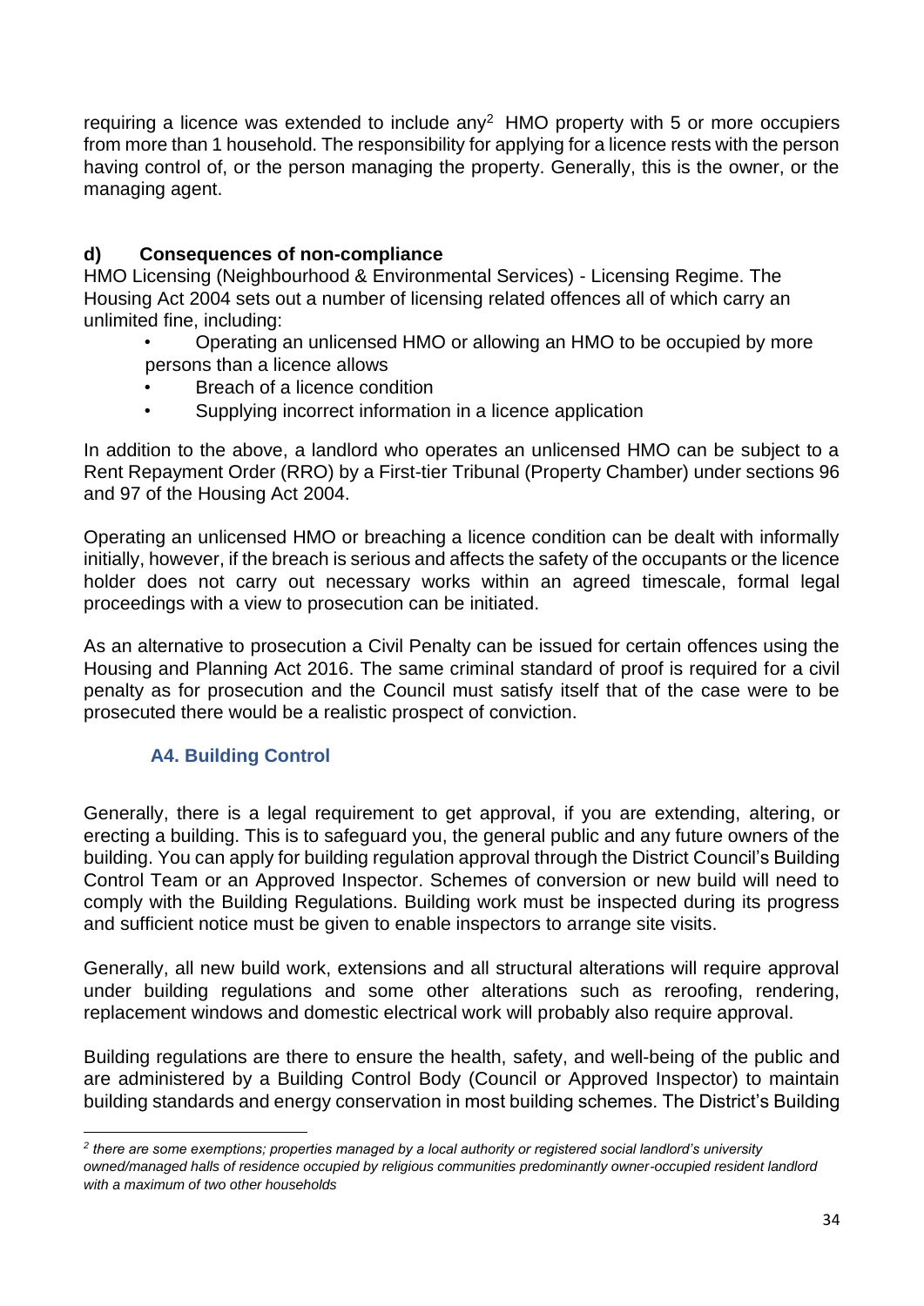requiring a licence was extended to include any[2] HMO property with 5 or more occupiers from more than 1 household. The responsibility for applying for a licence rests with the person having control of, or the person managing the property. Generally, this is the owner, or the managing agent.

### d) Consequences of non-compliance

HMO Licensing (Neighbourhood & Environmental Services) - Licensing Regime. The Housing Act 2004 sets out a number of licensing related offences all of which carry an unlimited fine, including:

- Operating an unlicensed HMO or allowing an HMO to be occupied by more persons than a licence allows
- Breach of a licence condition
- Supplying incorrect information in a licence application

In addition to the above, a landlord who operates an unlicensed HMO can be subject to a Rent Repayment Order (RRO) by a First-tier Tribunal (Property Chamber) under sections 96 and 97 of the Housing Act 2004.

Operating an unlicensed HMO or breaching a licence condition can be dealt with informally initially, however, if the breach is serious and affects the safety of the occupants or the licence holder does not carry out necessary works within an agreed timescale, formal legal proceedings with a view to prosecution can be initiated.

As an alternative to prosecution a Civil Penalty can be issued for certain offences using the Housing and Planning Act 2016. The same criminal standard of proof is required for a civil penalty as for prosecution and the Council must satisfy itself that of the case were to be prosecuted there would be a realistic prospect of conviction.

## A4. Building Control

Generally, there is a legal requirement to get approval, if you are extending, altering, or erecting a building. This is to safeguard you, the general public and any future owners of the building. You can apply for building regulation approval through the District Council's Building Control Team or an Approved Inspector. Schemes of conversion or new build will need to comply with the Building Regulations. Building work must be inspected during its progress and sufficient notice must be given to enable inspectors to arrange site visits.

Generally, all new build work, extensions and all structural alterations will require approval under building regulations and some other alterations such as reroofing, rendering, replacement windows and domestic electrical work will probably also require approval.

Building regulations are there to ensure the health, safety, and well-being of the public and are administered by a Building Control Body (Council or Approved Inspector) to maintain building standards and energy conservation in most building schemes. The District's Building

---

[2] *there are some exemptions; properties managed by a local authority or registered social landlord's university owned/managed halls of residence occupied by religious communities predominantly owner-occupied resident landlord with a maximum of two other households*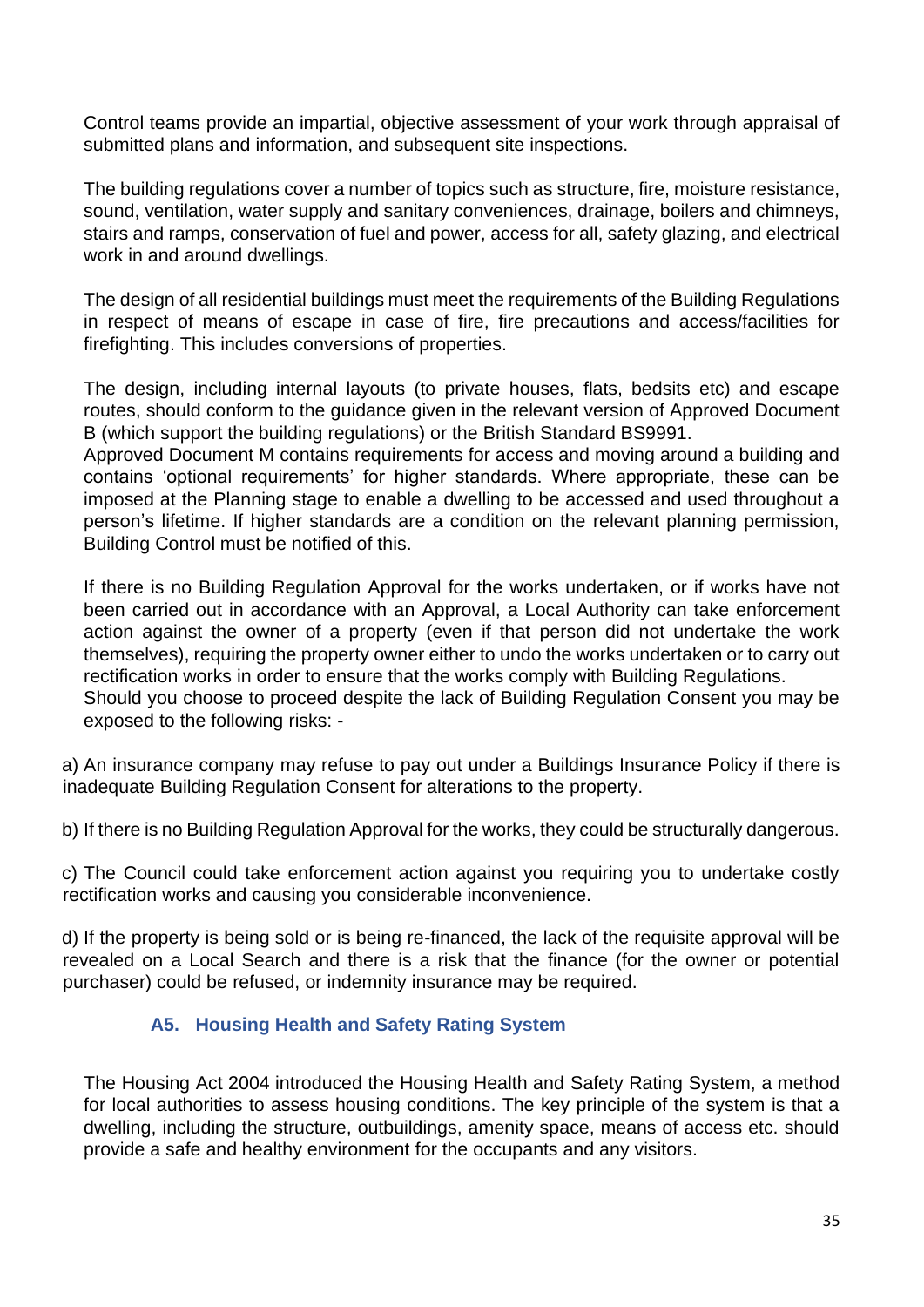Control teams provide an impartial, objective assessment of your work through appraisal of submitted plans and information, and subsequent site inspections.

The building regulations cover a number of topics such as structure, fire, moisture resistance, sound, ventilation, water supply and sanitary conveniences, drainage, boilers and chimneys, stairs and ramps, conservation of fuel and power, access for all, safety glazing, and electrical work in and around dwellings.

The design of all residential buildings must meet the requirements of the Building Regulations in respect of means of escape in case of fire, fire precautions and access/facilities for firefighting. This includes conversions of properties.

The design, including internal layouts (to private houses, flats, bedsits etc) and escape routes, should conform to the guidance given in the relevant version of Approved Document B (which support the building regulations) or the British Standard BS9991.
Approved Document M contains requirements for access and moving around a building and contains 'optional requirements' for higher standards. Where appropriate, these can be imposed at the Planning stage to enable a dwelling to be accessed and used throughout a person's lifetime. If higher standards are a condition on the relevant planning permission, Building Control must be notified of this.

If there is no Building Regulation Approval for the works undertaken, or if works have not been carried out in accordance with an Approval, a Local Authority can take enforcement action against the owner of a property (even if that person did not undertake the work themselves), requiring the property owner either to undo the works undertaken or to carry out rectification works in order to ensure that the works comply with Building Regulations.
Should you choose to proceed despite the lack of Building Regulation Consent you may be exposed to the following risks: -

a) An insurance company may refuse to pay out under a Buildings Insurance Policy if there is inadequate Building Regulation Consent for alterations to the property.

b) If there is no Building Regulation Approval for the works, they could be structurally dangerous.

c) The Council could take enforcement action against you requiring you to undertake costly rectification works and causing you considerable inconvenience.

d) If the property is being sold or is being re-financed, the lack of the requisite approval will be revealed on a Local Search and there is a risk that the finance (for the owner or potential purchaser) could be refused, or indemnity insurance may be required.

### A5. Housing Health and Safety Rating System

The Housing Act 2004 introduced the Housing Health and Safety Rating System, a method for local authorities to assess housing conditions. The key principle of the system is that a dwelling, including the structure, outbuildings, amenity space, means of access etc. should provide a safe and healthy environment for the occupants and any visitors.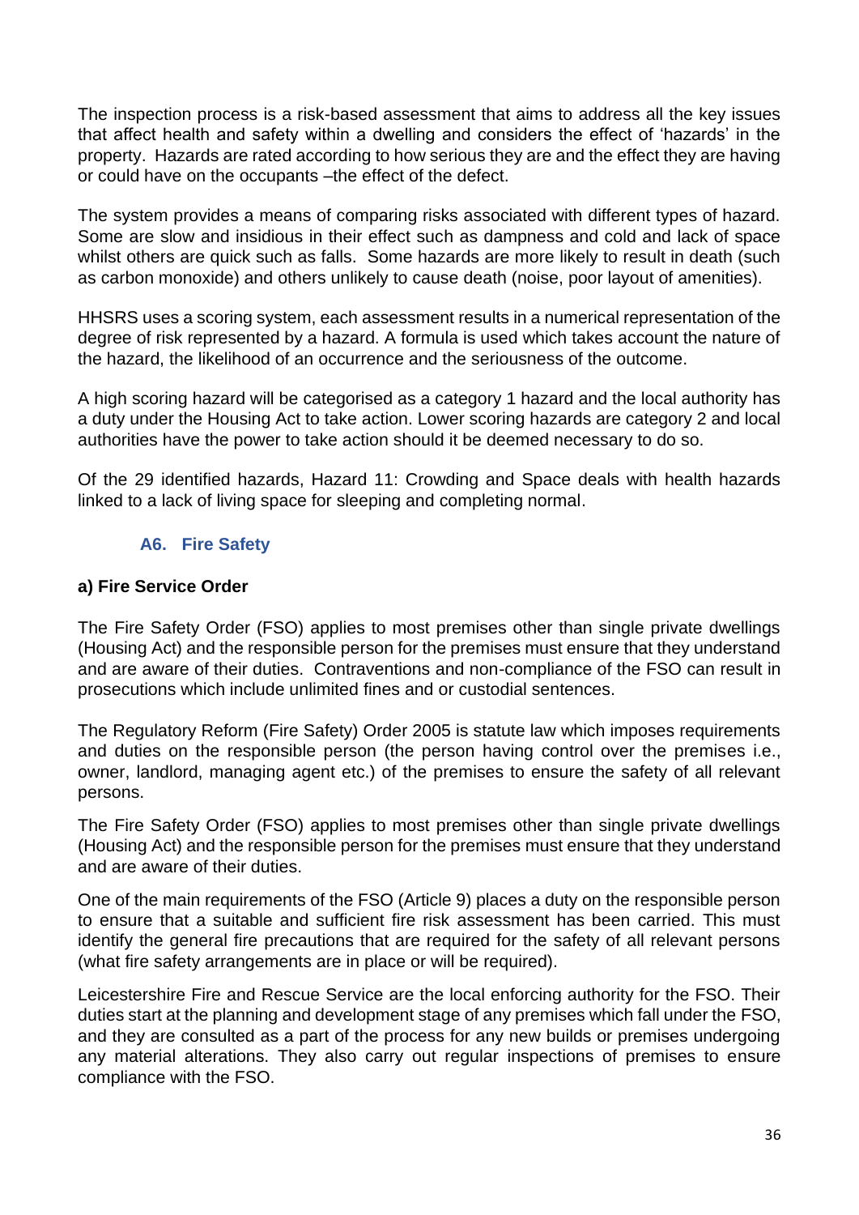The inspection process is a risk-based assessment that aims to address all the key issues that affect health and safety within a dwelling and considers the effect of 'hazards' in the property. Hazards are rated according to how serious they are and the effect they are having or could have on the occupants –the effect of the defect.

The system provides a means of comparing risks associated with different types of hazard. Some are slow and insidious in their effect such as dampness and cold and lack of space whilst others are quick such as falls. Some hazards are more likely to result in death (such as carbon monoxide) and others unlikely to cause death (noise, poor layout of amenities).

HHSRS uses a scoring system, each assessment results in a numerical representation of the degree of risk represented by a hazard. A formula is used which takes account the nature of the hazard, the likelihood of an occurrence and the seriousness of the outcome.

A high scoring hazard will be categorised as a category 1 hazard and the local authority has a duty under the Housing Act to take action. Lower scoring hazards are category 2 and local authorities have the power to take action should it be deemed necessary to do so.

Of the 29 identified hazards, Hazard 11: Crowding and Space deals with health hazards linked to a lack of living space for sleeping and completing normal.

### A6. Fire Safety

**a) Fire Service Order**

The Fire Safety Order (FSO) applies to most premises other than single private dwellings (Housing Act) and the responsible person for the premises must ensure that they understand and are aware of their duties. Contraventions and non-compliance of the FSO can result in prosecutions which include unlimited fines and or custodial sentences.

The Regulatory Reform (Fire Safety) Order 2005 is statute law which imposes requirements and duties on the responsible person (the person having control over the premises i.e., owner, landlord, managing agent etc.) of the premises to ensure the safety of all relevant persons.

The Fire Safety Order (FSO) applies to most premises other than single private dwellings (Housing Act) and the responsible person for the premises must ensure that they understand and are aware of their duties.

One of the main requirements of the FSO (Article 9) places a duty on the responsible person to ensure that a suitable and sufficient fire risk assessment has been carried. This must identify the general fire precautions that are required for the safety of all relevant persons (what fire safety arrangements are in place or will be required).

Leicestershire Fire and Rescue Service are the local enforcing authority for the FSO. Their duties start at the planning and development stage of any premises which fall under the FSO, and they are consulted as a part of the process for any new builds or premises undergoing any material alterations. They also carry out regular inspections of premises to ensure compliance with the FSO.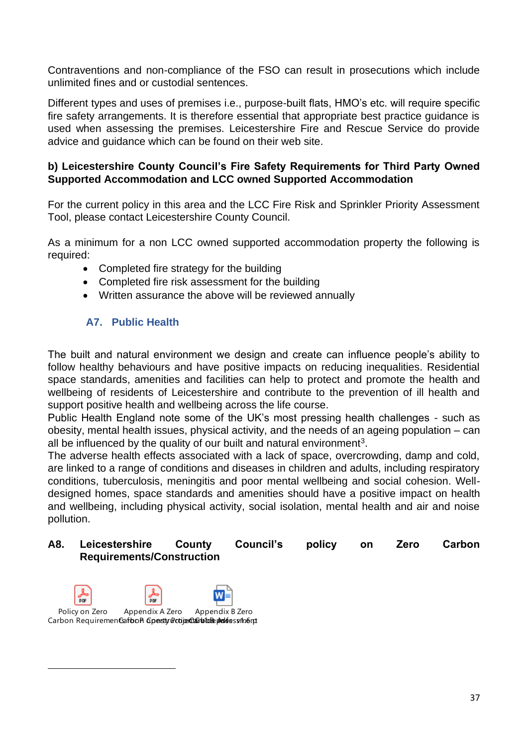Contraventions and non-compliance of the FSO can result in prosecutions which include unlimited fines and or custodial sentences.

Different types and uses of premises i.e., purpose-built flats, HMO's etc. will require specific fire safety arrangements. It is therefore essential that appropriate best practice guidance is used when assessing the premises. Leicestershire Fire and Rescue Service do provide advice and guidance which can be found on their web site.

**b) Leicestershire County Council's Fire Safety Requirements for Third Party Owned Supported Accommodation and LCC owned Supported Accommodation**

For the current policy in this area and the LCC Fire Risk and Sprinkler Priority Assessment Tool, please contact Leicestershire County Council.

As a minimum for a non LCC owned supported accommodation property the following is required:

- Completed fire strategy for the building
- Completed fire risk assessment for the building
- Written assurance the above will be reviewed annually

### A7. Public Health

The built and natural environment we design and create can influence people's ability to follow healthy behaviours and have positive impacts on reducing inequalities. Residential space standards, amenities and facilities can help to protect and promote the health and wellbeing of residents of Leicestershire and contribute to the prevention of ill health and support positive health and wellbeing across the life course.

Public Health England note some of the UK's most pressing health challenges - such as obesity, mental health issues, physical activity, and the needs of an ageing population – can all be influenced by the quality of our built and natural environment[3].

The adverse health effects associated with a lack of space, overcrowding, damp and cold, are linked to a range of conditions and diseases in children and adults, including respiratory conditions, tuberculosis, meningitis and poor mental wellbeing and social cohesion. Well-designed homes, space standards and amenities should have a positive impact on health and wellbeing, including physical activity, social isolation, mental health and air and noise pollution.

### A8. Leicestershire County Council's policy on Zero Carbon Requirements/Construction

Policy on Zero Carbon Requirements

Appendix A Zero Carbon Construction

Appendix B Zero Carbon Assessment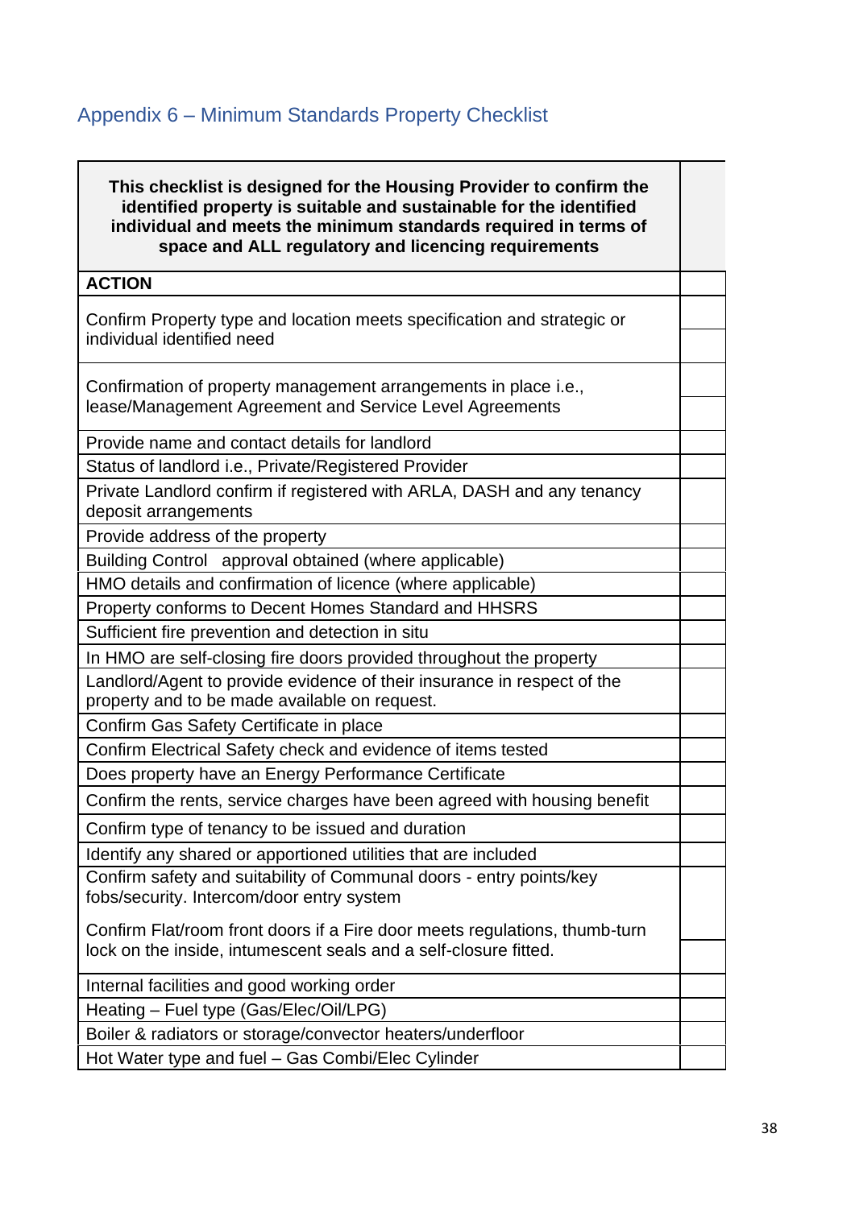## Appendix 6 – Minimum Standards Property Checklist

| **This checklist is designed for the Housing Provider to confirm the identified property is suitable and sustainable for the identified individual and meets the minimum standards required in terms of space and ALL regulatory and licencing requirements** | |
|---|---|
| **ACTION** | |
| Confirm Property type and location meets specification and strategic or individual identified need | |
| Confirmation of property management arrangements in place i.e., lease/Management Agreement and Service Level Agreements | |
| Provide name and contact details for landlord | |
| Status of landlord i.e., Private/Registered Provider | |
| Private Landlord confirm if registered with ARLA, DASH and any tenancy deposit arrangements | |
| Provide address of the property | |
| Building Control approval obtained (where applicable) | |
| HMO details and confirmation of licence (where applicable) | |
| Property conforms to Decent Homes Standard and HHSRS | |
| Sufficient fire prevention and detection in situ | |
| In HMO are self-closing fire doors provided throughout the property | |
| Landlord/Agent to provide evidence of their insurance in respect of the property and to be made available on request. | |
| Confirm Gas Safety Certificate in place | |
| Confirm Electrical Safety check and evidence of items tested | |
| Does property have an Energy Performance Certificate | |
| Confirm the rents, service charges have been agreed with housing benefit | |
| Confirm type of tenancy to be issued and duration | |
| Identify any shared or apportioned utilities that are included | |
| Confirm safety and suitability of Communal doors - entry points/key fobs/security. Intercom/door entry system | |
| Confirm Flat/room front doors if a Fire door meets regulations, thumb-turn lock on the inside, intumescent seals and a self-closure fitted. | |
| Internal facilities and good working order | |
| Heating – Fuel type (Gas/Elec/Oil/LPG) | |
| Boiler & radiators or storage/convector heaters/underfloor | |
| Hot Water type and fuel – Gas Combi/Elec Cylinder | |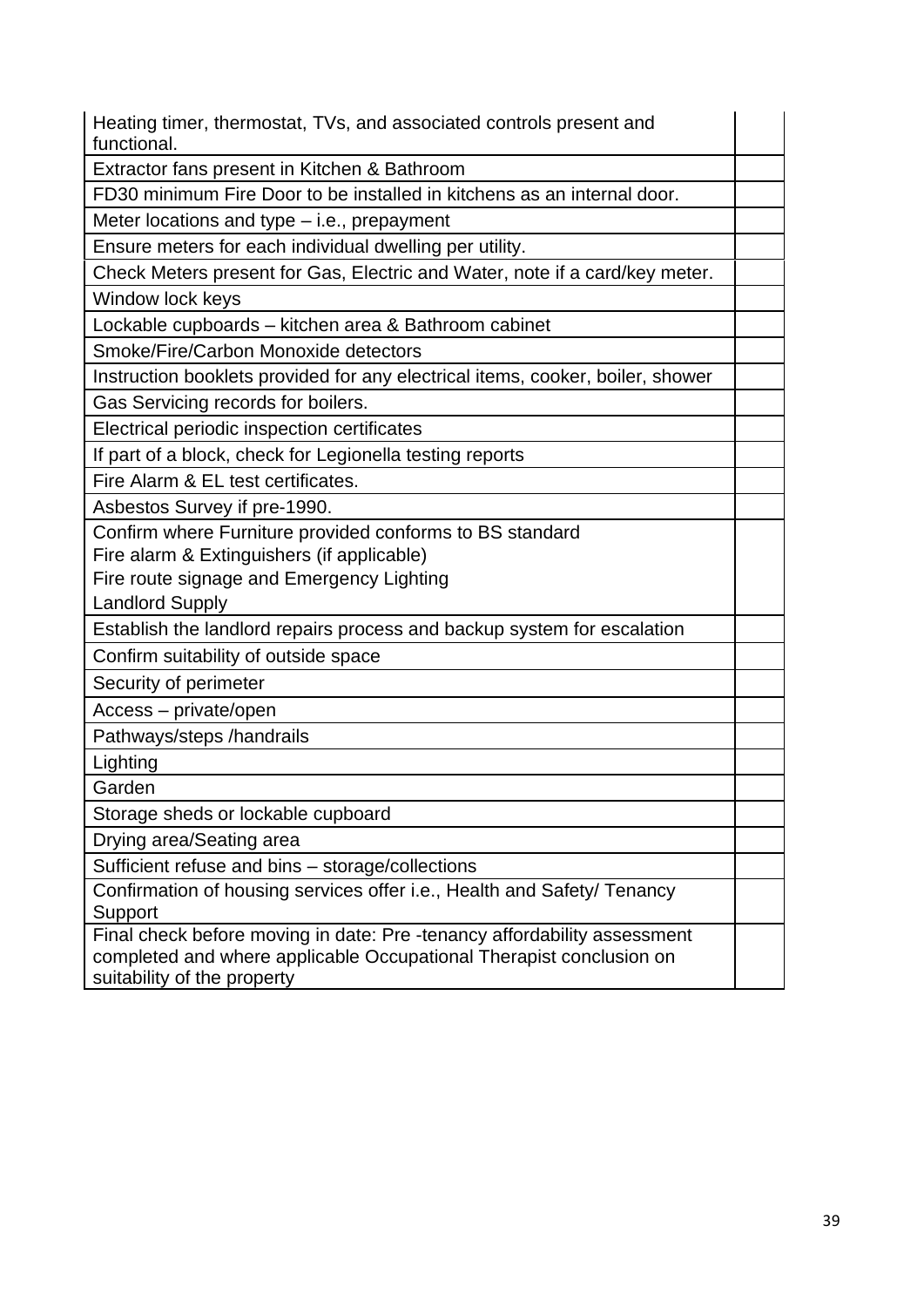| | |
|---|---|
| Heating timer, thermostat, TVs, and associated controls present and functional. | |
| Extractor fans present in Kitchen & Bathroom | |
| FD30 minimum Fire Door to be installed in kitchens as an internal door. | |
| Meter locations and type – i.e., prepayment | |
| Ensure meters for each individual dwelling per utility. | |
| Check Meters present for Gas, Electric and Water, note if a card/key meter. | |
| Window lock keys | |
| Lockable cupboards – kitchen area & Bathroom cabinet | |
| Smoke/Fire/Carbon Monoxide detectors | |
| Instruction booklets provided for any electrical items, cooker, boiler, shower | |
| Gas Servicing records for boilers. | |
| Electrical periodic inspection certificates | |
| If part of a block, check for Legionella testing reports | |
| Fire Alarm & EL test certificates. | |
| Asbestos Survey if pre-1990. | |
| Confirm where Furniture provided conforms to BS standard<br>Fire alarm & Extinguishers (if applicable)<br>Fire route signage and Emergency Lighting<br>Landlord Supply | |
| Establish the landlord repairs process and backup system for escalation | |
| Confirm suitability of outside space | |
| Security of perimeter | |
| Access – private/open | |
| Pathways/steps /handrails | |
| Lighting | |
| Garden | |
| Storage sheds or lockable cupboard | |
| Drying area/Seating area | |
| Sufficient refuse and bins – storage/collections | |
| Confirmation of housing services offer i.e., Health and Safety/ Tenancy Support | |
| Final check before moving in date: Pre -tenancy affordability assessment completed and where applicable Occupational Therapist conclusion on suitability of the property | |